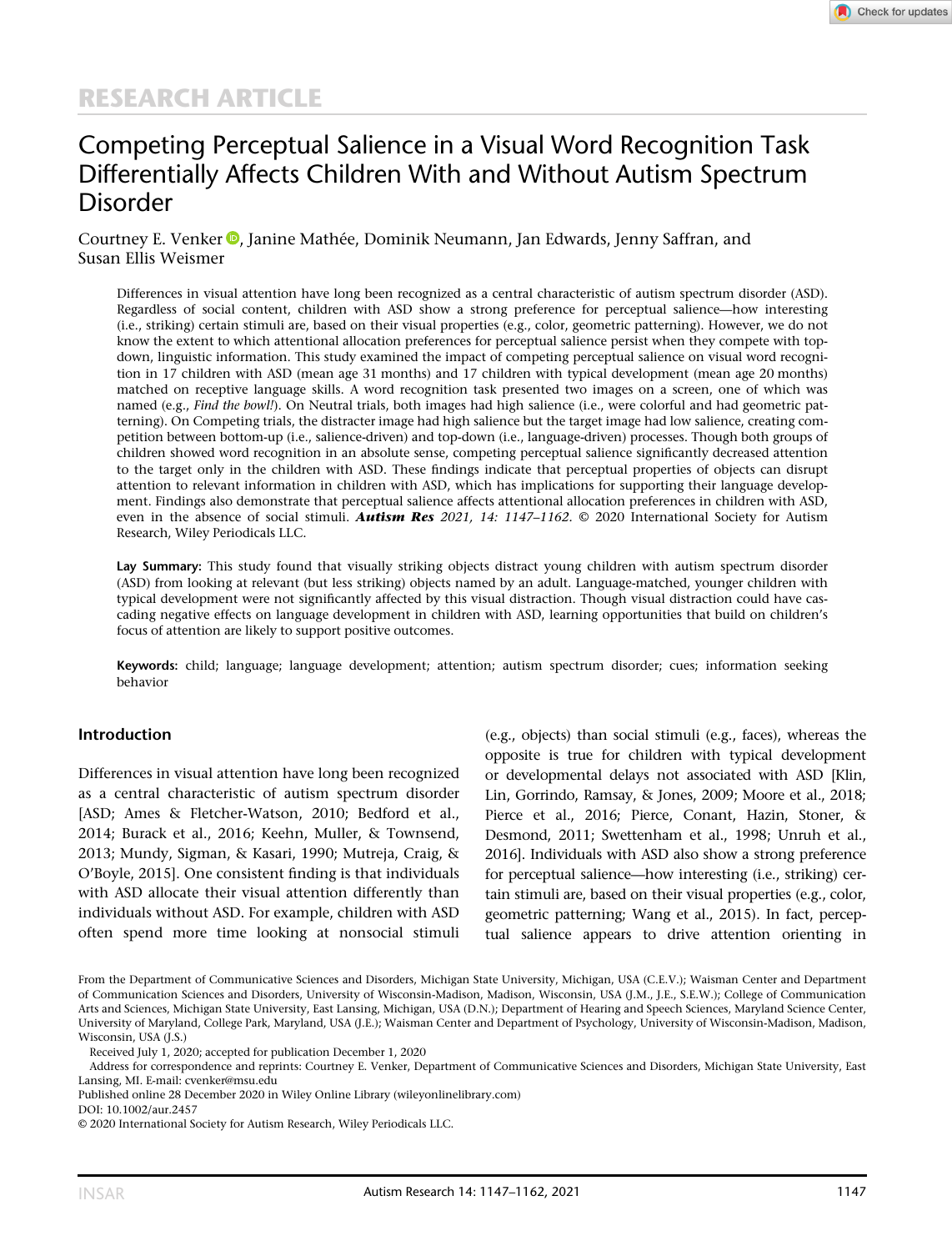RESEARCH ARTICLE

# Competing Perceptual Salience in a Visual Word Recognition Task Differentially Affects Children With and Without Autism Spectrum Disorder

Courtney E. Venker, Janine Mathée, Dominik Neumann, Jan Edwards, Jenny Saffran, and Susan Ellis Weismer

Differences in visual attention have long been recognized as a central characteristic of autism spectrum disorder (ASD). Regardless of social content, children with ASD show a strong preference for perceptual salience—how interesting (i.e., striking) certain stimuli are, based on their visual properties (e.g., color, geometric patterning). However, we do not know the extent to which attentional allocation preferences for perceptual salience persist when they compete with top-down, linguistic information. This study examined the impact of competing perceptual salience on visual word recognition in 17 children with ASD (mean age 31 months) and 17 children with typical development (mean age 20 months) matched on receptive language skills. A word recognition task presented two images on a screen, one of which was named (e.g., *Find the bowl!*). On Neutral trials, both images had high salience (i.e., were colorful and had geometric patterning). On Competing trials, the distracter image had high salience but the target image had low salience, creating competition between bottom-up (i.e., salience-driven) and top-down (i.e., language-driven) processes. Though both groups of children showed word recognition in an absolute sense, competing perceptual salience significantly decreased attention to the target only in the children with ASD. These findings indicate that perceptual properties of objects can disrupt attention to relevant information in children with ASD, which has implications for supporting their language development. Findings also demonstrate that perceptual salience affects attentional allocation preferences in children with ASD, even in the absence of social stimuli. ***Autism Res** 2021, 14: 1147–1162.* © 2020 International Society for Autism Research, Wiley Periodicals LLC.

**Lay Summary:** This study found that visually striking objects distract young children with autism spectrum disorder (ASD) from looking at relevant (but less striking) objects named by an adult. Language-matched, younger children with typical development were not significantly affected by this visual distraction. Though visual distraction could have cascading negative effects on language development in children with ASD, learning opportunities that build on children's focus of attention are likely to support positive outcomes.

**Keywords:** child; language; language development; attention; autism spectrum disorder; cues; information seeking behavior

## Introduction

Differences in visual attention have long been recognized as a central characteristic of autism spectrum disorder [ASD; Ames & Fletcher-Watson, 2010; Bedford et al., 2014; Burack et al., 2016; Keehn, Muller, & Townsend, 2013; Mundy, Sigman, & Kasari, 1990; Mutreja, Craig, & O'Boyle, 2015]. One consistent finding is that individuals with ASD allocate their visual attention differently than individuals without ASD. For example, children with ASD often spend more time looking at nonsocial stimuli (e.g., objects) than social stimuli (e.g., faces), whereas the opposite is true for children with typical development or developmental delays not associated with ASD [Klin, Lin, Gorrindo, Ramsay, & Jones, 2009; Moore et al., 2018; Pierce et al., 2016; Pierce, Conant, Hazin, Stoner, & Desmond, 2011; Swettenham et al., 1998; Unruh et al., 2016]. Individuals with ASD also show a strong preference for perceptual salience—how interesting (i.e., striking) certain stimuli are, based on their visual properties (e.g., color, geometric patterning; Wang et al., 2015). In fact, perceptual salience appears to drive attention orienting in

From the Department of Communicative Sciences and Disorders, Michigan State University, Michigan, USA (C.E.V.); Waisman Center and Department of Communication Sciences and Disorders, University of Wisconsin-Madison, Madison, Wisconsin, USA (J.M., J.E., S.E.W.); College of Communication Arts and Sciences, Michigan State University, East Lansing, Michigan, USA (D.N.); Department of Hearing and Speech Sciences, Maryland Science Center, University of Maryland, College Park, Maryland, USA (J.E.); Waisman Center and Department of Psychology, University of Wisconsin-Madison, Madison, Wisconsin, USA (J.S.)

Received July 1, 2020; accepted for publication December 1, 2020

Address for correspondence and reprints: Courtney E. Venker, Department of Communicative Sciences and Disorders, Michigan State University, East Lansing, MI. E-mail: cvenker@msu.edu

Published online 28 December 2020 in Wiley Online Library (wileyonlinelibrary.com)

DOI: 10.1002/aur.2457

© 2020 International Society for Autism Research, Wiley Periodicals LLC.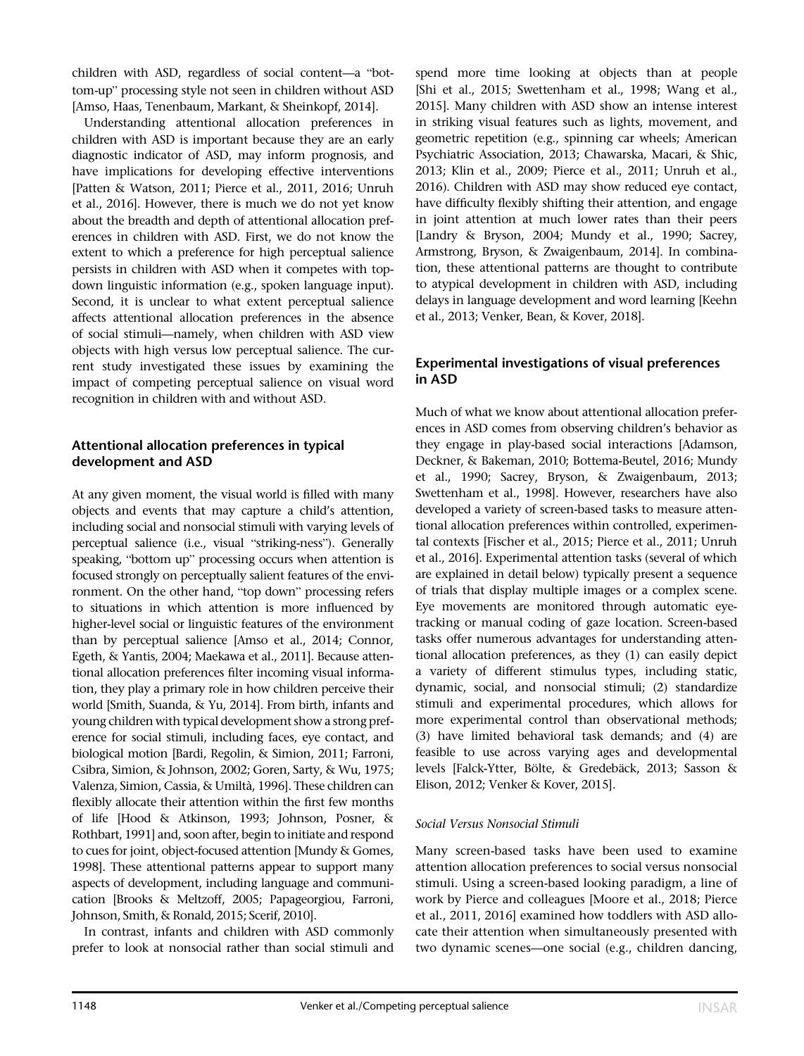children with ASD, regardless of social content—a "bottom-up" processing style not seen in children without ASD [Amso, Haas, Tenenbaum, Markant, & Sheinkopf, 2014].

Understanding attentional allocation preferences in children with ASD is important because they are an early diagnostic indicator of ASD, may inform prognosis, and have implications for developing effective interventions [Patten & Watson, 2011; Pierce et al., 2011, 2016; Unruh et al., 2016]. However, there is much we do not yet know about the breadth and depth of attentional allocation preferences in children with ASD. First, we do not know the extent to which a preference for high perceptual salience persists in children with ASD when it competes with top-down linguistic information (e.g., spoken language input). Second, it is unclear to what extent perceptual salience affects attentional allocation preferences in the absence of social stimuli—namely, when children with ASD view objects with high versus low perceptual salience. The current study investigated these issues by examining the impact of competing perceptual salience on visual word recognition in children with and without ASD.

## Attentional allocation preferences in typical development and ASD

At any given moment, the visual world is filled with many objects and events that may capture a child's attention, including social and nonsocial stimuli with varying levels of perceptual salience (i.e., visual "striking-ness"). Generally speaking, "bottom up" processing occurs when attention is focused strongly on perceptually salient features of the environment. On the other hand, "top down" processing refers to situations in which attention is more influenced by higher-level social or linguistic features of the environment than by perceptual salience [Amso et al., 2014; Connor, Egeth, & Yantis, 2004; Maekawa et al., 2011]. Because attentional allocation preferences filter incoming visual information, they play a primary role in how children perceive their world [Smith, Suanda, & Yu, 2014]. From birth, infants and young children with typical development show a strong preference for social stimuli, including faces, eye contact, and biological motion [Bardi, Regolin, & Simion, 2011; Farroni, Csibra, Simion, & Johnson, 2002; Goren, Sarty, & Wu, 1975; Valenza, Simion, Cassia, & Umiltà, 1996]. These children can flexibly allocate their attention within the first few months of life [Hood & Atkinson, 1993; Johnson, Posner, & Rothbart, 1991] and, soon after, begin to initiate and respond to cues for joint, object-focused attention [Mundy & Gomes, 1998]. These attentional patterns appear to support many aspects of development, including language and communication [Brooks & Meltzoff, 2005; Papageorgiou, Farroni, Johnson, Smith, & Ronald, 2015; Scerif, 2010].

In contrast, infants and children with ASD commonly prefer to look at nonsocial rather than social stimuli and spend more time looking at objects than at people [Shi et al., 2015; Swettenham et al., 1998; Wang et al., 2015]. Many children with ASD show an intense interest in striking visual features such as lights, movement, and geometric repetition (e.g., spinning car wheels; American Psychiatric Association, 2013; Chawarska, Macari, & Shic, 2013; Klin et al., 2009; Pierce et al., 2011; Unruh et al., 2016). Children with ASD may show reduced eye contact, have difficulty flexibly shifting their attention, and engage in joint attention at much lower rates than their peers [Landry & Bryson, 2004; Mundy et al., 1990; Sacrey, Armstrong, Bryson, & Zwaigenbaum, 2014]. In combination, these attentional patterns are thought to contribute to atypical development in children with ASD, including delays in language development and word learning [Keehn et al., 2013; Venker, Bean, & Kover, 2018].

## Experimental investigations of visual preferences in ASD

Much of what we know about attentional allocation preferences in ASD comes from observing children's behavior as they engage in play-based social interactions [Adamson, Deckner, & Bakeman, 2010; Bottema-Beutel, 2016; Mundy et al., 1990; Sacrey, Bryson, & Zwaigenbaum, 2013; Swettenham et al., 1998]. However, researchers have also developed a variety of screen-based tasks to measure attentional allocation preferences within controlled, experimental contexts [Fischer et al., 2015; Pierce et al., 2011; Unruh et al., 2016]. Experimental attention tasks (several of which are explained in detail below) typically present a sequence of trials that display multiple images or a complex scene. Eye movements are monitored through automatic eye-tracking or manual coding of gaze location. Screen-based tasks offer numerous advantages for understanding attentional allocation preferences, as they (1) can easily depict a variety of different stimulus types, including static, dynamic, social, and nonsocial stimuli; (2) standardize stimuli and experimental procedures, which allows for more experimental control than observational methods; (3) have limited behavioral task demands; and (4) are feasible to use across varying ages and developmental levels [Falck-Ytter, Bölte, & Gredebäck, 2013; Sasson & Elison, 2012; Venker & Kover, 2015].

### *Social Versus Nonsocial Stimuli*

Many screen-based tasks have been used to examine attention allocation preferences to social versus nonsocial stimuli. Using a screen-based looking paradigm, a line of work by Pierce and colleagues [Moore et al., 2018; Pierce et al., 2011, 2016] examined how toddlers with ASD allocate their attention when simultaneously presented with two dynamic scenes—one social (e.g., children dancing,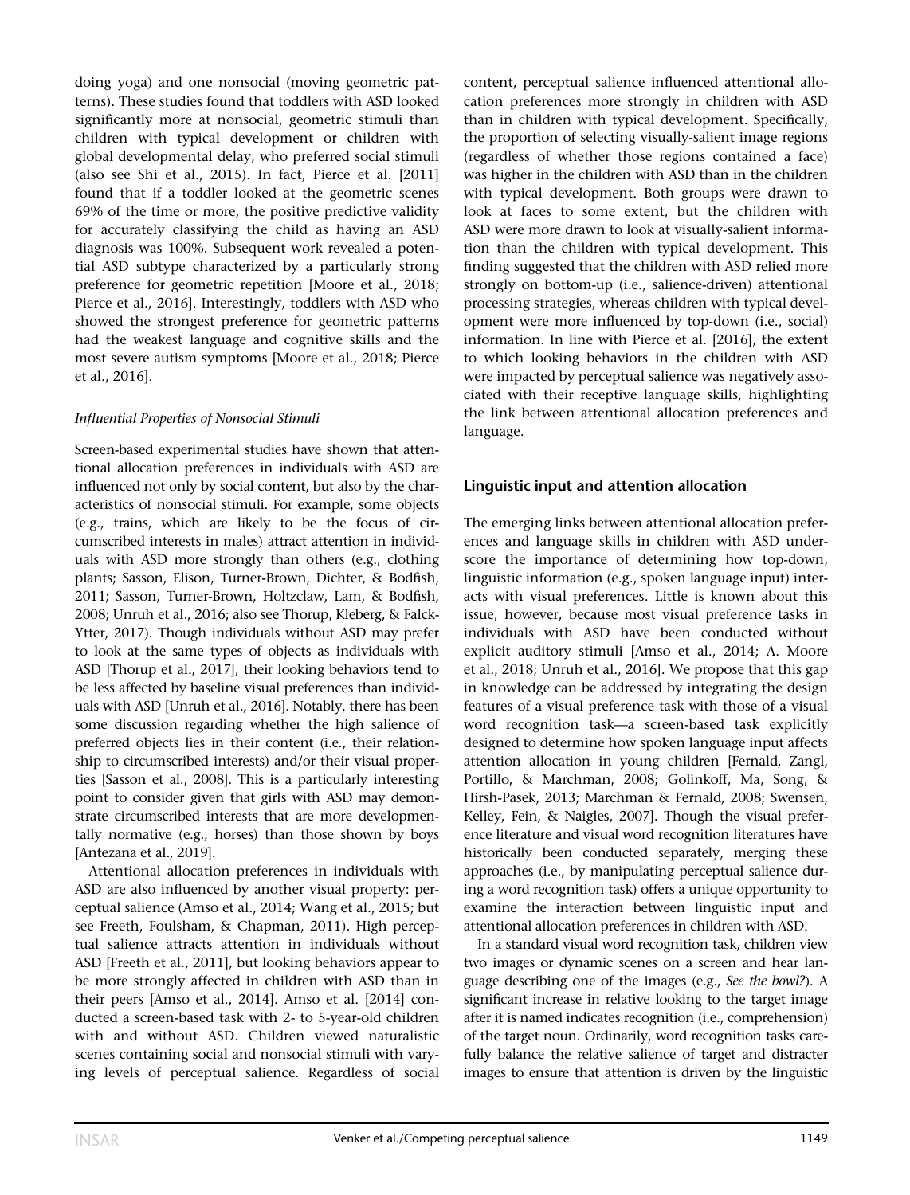doing yoga) and one nonsocial (moving geometric patterns). These studies found that toddlers with ASD looked significantly more at nonsocial, geometric stimuli than children with typical development or children with global developmental delay, who preferred social stimuli (also see Shi et al., 2015). In fact, Pierce et al. [2011] found that if a toddler looked at the geometric scenes 69% of the time or more, the positive predictive validity for accurately classifying the child as having an ASD diagnosis was 100%. Subsequent work revealed a potential ASD subtype characterized by a particularly strong preference for geometric repetition [Moore et al., 2018; Pierce et al., 2016]. Interestingly, toddlers with ASD who showed the strongest preference for geometric patterns had the weakest language and cognitive skills and the most severe autism symptoms [Moore et al., 2018; Pierce et al., 2016].

### *Influential Properties of Nonsocial Stimuli*

Screen-based experimental studies have shown that attentional allocation preferences in individuals with ASD are influenced not only by social content, but also by the characteristics of nonsocial stimuli. For example, some objects (e.g., trains, which are likely to be the focus of circumscribed interests in males) attract attention in individuals with ASD more strongly than others (e.g., clothing plants; Sasson, Elison, Turner-Brown, Dichter, & Bodfish, 2011; Sasson, Turner-Brown, Holtzclaw, Lam, & Bodfish, 2008; Unruh et al., 2016; also see Thorup, Kleberg, & Falck-Ytter, 2017). Though individuals without ASD may prefer to look at the same types of objects as individuals with ASD [Thorup et al., 2017], their looking behaviors tend to be less affected by baseline visual preferences than individuals with ASD [Unruh et al., 2016]. Notably, there has been some discussion regarding whether the high salience of preferred objects lies in their content (i.e., their relationship to circumscribed interests) and/or their visual properties [Sasson et al., 2008]. This is a particularly interesting point to consider given that girls with ASD may demonstrate circumscribed interests that are more developmentally normative (e.g., horses) than those shown by boys [Antezana et al., 2019].

Attentional allocation preferences in individuals with ASD are also influenced by another visual property: perceptual salience (Amso et al., 2014; Wang et al., 2015; but see Freeth, Foulsham, & Chapman, 2011). High perceptual salience attracts attention in individuals without ASD [Freeth et al., 2011], but looking behaviors appear to be more strongly affected in children with ASD than in their peers [Amso et al., 2014]. Amso et al. [2014] conducted a screen-based task with 2- to 5-year-old children with and without ASD. Children viewed naturalistic scenes containing social and nonsocial stimuli with varying levels of perceptual salience. Regardless of social content, perceptual salience influenced attentional allocation preferences more strongly in children with ASD than in children with typical development. Specifically, the proportion of selecting visually-salient image regions (regardless of whether those regions contained a face) was higher in the children with ASD than in the children with typical development. Both groups were drawn to look at faces to some extent, but the children with ASD were more drawn to look at visually-salient information than the children with typical development. This finding suggested that the children with ASD relied more strongly on bottom-up (i.e., salience-driven) attentional processing strategies, whereas children with typical development were more influenced by top-down (i.e., social) information. In line with Pierce et al. [2016], the extent to which looking behaviors in the children with ASD were impacted by perceptual salience was negatively associated with their receptive language skills, highlighting the link between attentional allocation preferences and language.

## Linguistic input and attention allocation

The emerging links between attentional allocation preferences and language skills in children with ASD underscore the importance of determining how top-down, linguistic information (e.g., spoken language input) interacts with visual preferences. Little is known about this issue, however, because most visual preference tasks in individuals with ASD have been conducted without explicit auditory stimuli [Amso et al., 2014; A. Moore et al., 2018; Unruh et al., 2016]. We propose that this gap in knowledge can be addressed by integrating the design features of a visual preference task with those of a visual word recognition task—a screen-based task explicitly designed to determine how spoken language input affects attention allocation in young children [Fernald, Zangl, Portillo, & Marchman, 2008; Golinkoff, Ma, Song, & Hirsh-Pasek, 2013; Marchman & Fernald, 2008; Swensen, Kelley, Fein, & Naigles, 2007]. Though the visual preference literature and visual word recognition literatures have historically been conducted separately, merging these approaches (i.e., by manipulating perceptual salience during a word recognition task) offers a unique opportunity to examine the interaction between linguistic input and attentional allocation preferences in children with ASD.

In a standard visual word recognition task, children view two images or dynamic scenes on a screen and hear language describing one of the images (e.g., *See the bowl?*). A significant increase in relative looking to the target image after it is named indicates recognition (i.e., comprehension) of the target noun. Ordinarily, word recognition tasks carefully balance the relative salience of target and distracter images to ensure that attention is driven by the linguistic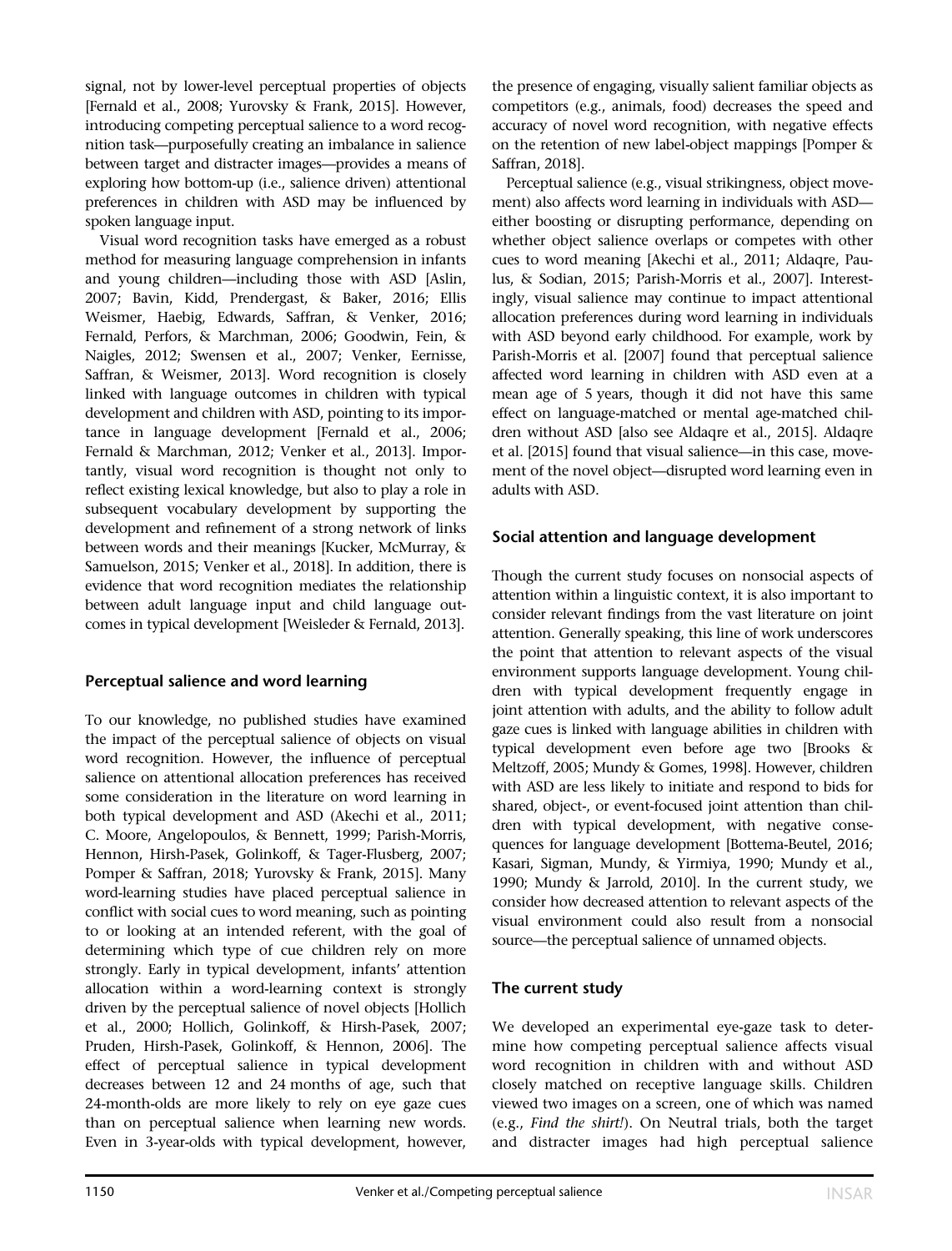signal, not by lower-level perceptual properties of objects [Fernald et al., 2008; Yurovsky & Frank, 2015]. However, introducing competing perceptual salience to a word recognition task—purposefully creating an imbalance in salience between target and distracter images—provides a means of exploring how bottom-up (i.e., salience driven) attentional preferences in children with ASD may be influenced by spoken language input.

Visual word recognition tasks have emerged as a robust method for measuring language comprehension in infants and young children—including those with ASD [Aslin, 2007; Bavin, Kidd, Prendergast, & Baker, 2016; Ellis Weismer, Haebig, Edwards, Saffran, & Venker, 2016; Fernald, Perfors, & Marchman, 2006; Goodwin, Fein, & Naigles, 2012; Swensen et al., 2007; Venker, Eernisse, Saffran, & Weismer, 2013]. Word recognition is closely linked with language outcomes in children with typical development and children with ASD, pointing to its importance in language development [Fernald et al., 2006; Fernald & Marchman, 2012; Venker et al., 2013]. Importantly, visual word recognition is thought not only to reflect existing lexical knowledge, but also to play a role in subsequent vocabulary development by supporting the development and refinement of a strong network of links between words and their meanings [Kucker, McMurray, & Samuelson, 2015; Venker et al., 2018]. In addition, there is evidence that word recognition mediates the relationship between adult language input and child language outcomes in typical development [Weisleder & Fernald, 2013].

### Perceptual salience and word learning

To our knowledge, no published studies have examined the impact of the perceptual salience of objects on visual word recognition. However, the influence of perceptual salience on attentional allocation preferences has received some consideration in the literature on word learning in both typical development and ASD (Akechi et al., 2011; C. Moore, Angelopoulos, & Bennett, 1999; Parish-Morris, Hennon, Hirsh-Pasek, Golinkoff, & Tager-Flusberg, 2007; Pomper & Saffran, 2018; Yurovsky & Frank, 2015]. Many word-learning studies have placed perceptual salience in conflict with social cues to word meaning, such as pointing to or looking at an intended referent, with the goal of determining which type of cue children rely on more strongly. Early in typical development, infants' attention allocation within a word-learning context is strongly driven by the perceptual salience of novel objects [Hollich et al., 2000; Hollich, Golinkoff, & Hirsh-Pasek, 2007; Pruden, Hirsh-Pasek, Golinkoff, & Hennon, 2006]. The effect of perceptual salience in typical development decreases between 12 and 24 months of age, such that 24-month-olds are more likely to rely on eye gaze cues than on perceptual salience when learning new words. Even in 3-year-olds with typical development, however, the presence of engaging, visually salient familiar objects as competitors (e.g., animals, food) decreases the speed and accuracy of novel word recognition, with negative effects on the retention of new label-object mappings [Pomper & Saffran, 2018].

Perceptual salience (e.g., visual strikingness, object movement) also affects word learning in individuals with ASD—either boosting or disrupting performance, depending on whether object salience overlaps or competes with other cues to word meaning [Akechi et al., 2011; Aldaqre, Paulus, & Sodian, 2015; Parish-Morris et al., 2007]. Interestingly, visual salience may continue to impact attentional allocation preferences during word learning in individuals with ASD beyond early childhood. For example, work by Parish-Morris et al. [2007] found that perceptual salience affected word learning in children with ASD even at a mean age of 5 years, though it did not have this same effect on language-matched or mental age-matched children without ASD [also see Aldaqre et al., 2015]. Aldaqre et al. [2015] found that visual salience—in this case, movement of the novel object—disrupted word learning even in adults with ASD.

### Social attention and language development

Though the current study focuses on nonsocial aspects of attention within a linguistic context, it is also important to consider relevant findings from the vast literature on joint attention. Generally speaking, this line of work underscores the point that attention to relevant aspects of the visual environment supports language development. Young children with typical development frequently engage in joint attention with adults, and the ability to follow adult gaze cues is linked with language abilities in children with typical development even before age two [Brooks & Meltzoff, 2005; Mundy & Gomes, 1998]. However, children with ASD are less likely to initiate and respond to bids for shared, object-, or event-focused joint attention than children with typical development, with negative consequences for language development [Bottema-Beutel, 2016; Kasari, Sigman, Mundy, & Yirmiya, 1990; Mundy et al., 1990; Mundy & Jarrold, 2010]. In the current study, we consider how decreased attention to relevant aspects of the visual environment could also result from a nonsocial source—the perceptual salience of unnamed objects.

### The current study

We developed an experimental eye-gaze task to determine how competing perceptual salience affects visual word recognition in children with and without ASD closely matched on receptive language skills. Children viewed two images on a screen, one of which was named (e.g., *Find the shirt!*). On Neutral trials, both the target and distracter images had high perceptual salience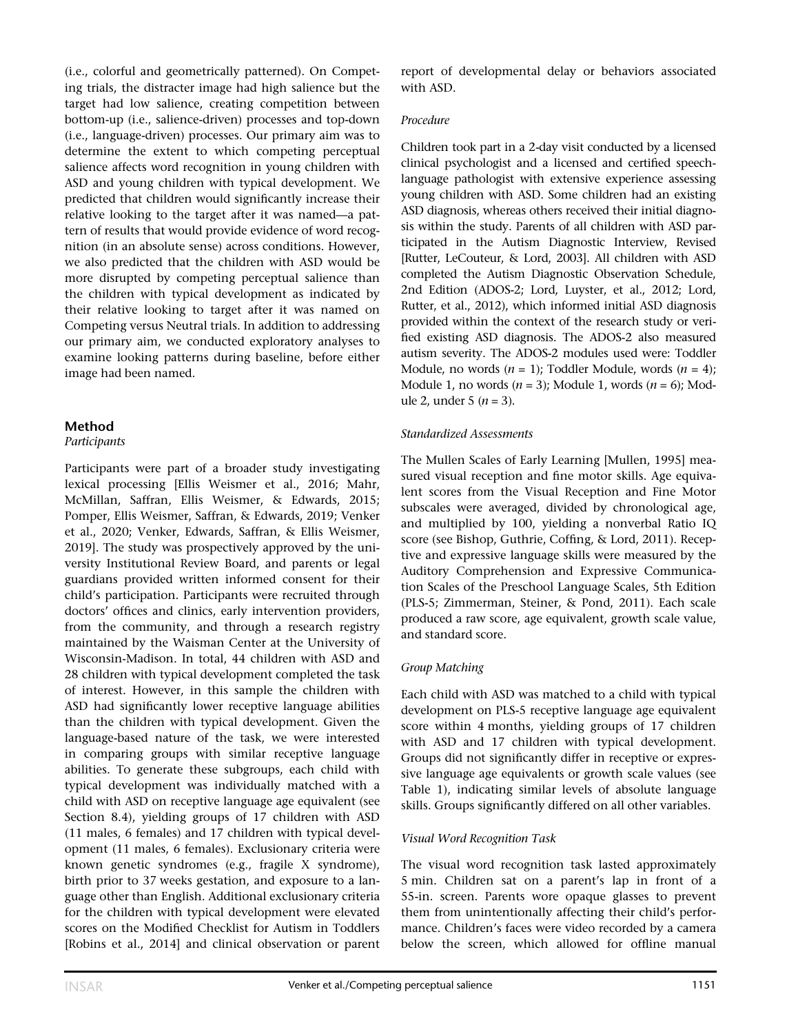(i.e., colorful and geometrically patterned). On Competing trials, the distracter image had high salience but the target had low salience, creating competition between bottom-up (i.e., salience-driven) processes and top-down (i.e., language-driven) processes. Our primary aim was to determine the extent to which competing perceptual salience affects word recognition in young children with ASD and young children with typical development. We predicted that children would significantly increase their relative looking to the target after it was named—a pattern of results that would provide evidence of word recognition (in an absolute sense) across conditions. However, we also predicted that the children with ASD would be more disrupted by competing perceptual salience than the children with typical development as indicated by their relative looking to target after it was named on Competing versus Neutral trials. In addition to addressing our primary aim, we conducted exploratory analyses to examine looking patterns during baseline, before either image had been named.

## Method

### *Participants*

Participants were part of a broader study investigating lexical processing [Ellis Weismer et al., 2016; Mahr, McMillan, Saffran, Ellis Weismer, & Edwards, 2015; Pomper, Ellis Weismer, Saffran, & Edwards, 2019; Venker et al., 2020; Venker, Edwards, Saffran, & Ellis Weismer, 2019]. The study was prospectively approved by the university Institutional Review Board, and parents or legal guardians provided written informed consent for their child's participation. Participants were recruited through doctors' offices and clinics, early intervention providers, from the community, and through a research registry maintained by the Waisman Center at the University of Wisconsin-Madison. In total, 44 children with ASD and 28 children with typical development completed the task of interest. However, in this sample the children with ASD had significantly lower receptive language abilities than the children with typical development. Given the language-based nature of the task, we were interested in comparing groups with similar receptive language abilities. To generate these subgroups, each child with typical development was individually matched with a child with ASD on receptive language age equivalent (see Section 8.4), yielding groups of 17 children with ASD (11 males, 6 females) and 17 children with typical development (11 males, 6 females). Exclusionary criteria were known genetic syndromes (e.g., fragile X syndrome), birth prior to 37 weeks gestation, and exposure to a language other than English. Additional exclusionary criteria for the children with typical development were elevated scores on the Modified Checklist for Autism in Toddlers [Robins et al., 2014] and clinical observation or parent report of developmental delay or behaviors associated with ASD.

### *Procedure*

Children took part in a 2-day visit conducted by a licensed clinical psychologist and a licensed and certified speech-language pathologist with extensive experience assessing young children with ASD. Some children had an existing ASD diagnosis, whereas others received their initial diagnosis within the study. Parents of all children with ASD participated in the Autism Diagnostic Interview, Revised [Rutter, LeCouteur, & Lord, 2003]. All children with ASD completed the Autism Diagnostic Observation Schedule, 2nd Edition (ADOS-2; Lord, Luyster, et al., 2012; Lord, Rutter, et al., 2012), which informed initial ASD diagnosis provided within the context of the research study or verified existing ASD diagnosis. The ADOS-2 also measured autism severity. The ADOS-2 modules used were: Toddler Module, no words ($n$ = 1); Toddler Module, words ($n$ = 4); Module 1, no words ($n$ = 3); Module 1, words ($n$ = 6); Module 2, under 5 ($n$ = 3).

### *Standardized Assessments*

The Mullen Scales of Early Learning [Mullen, 1995] measured visual reception and fine motor skills. Age equivalent scores from the Visual Reception and Fine Motor subscales were averaged, divided by chronological age, and multiplied by 100, yielding a nonverbal Ratio IQ score (see Bishop, Guthrie, Coffing, & Lord, 2011). Receptive and expressive language skills were measured by the Auditory Comprehension and Expressive Communication Scales of the Preschool Language Scales, 5th Edition (PLS-5; Zimmerman, Steiner, & Pond, 2011). Each scale produced a raw score, age equivalent, growth scale value, and standard score.

### *Group Matching*

Each child with ASD was matched to a child with typical development on PLS-5 receptive language age equivalent score within 4 months, yielding groups of 17 children with ASD and 17 children with typical development. Groups did not significantly differ in receptive or expressive language age equivalents or growth scale values (see Table 1), indicating similar levels of absolute language skills. Groups significantly differed on all other variables.

### *Visual Word Recognition Task*

The visual word recognition task lasted approximately 5 min. Children sat on a parent's lap in front of a 55-in. screen. Parents wore opaque glasses to prevent them from unintentionally affecting their child's performance. Children's faces were video recorded by a camera below the screen, which allowed for offline manual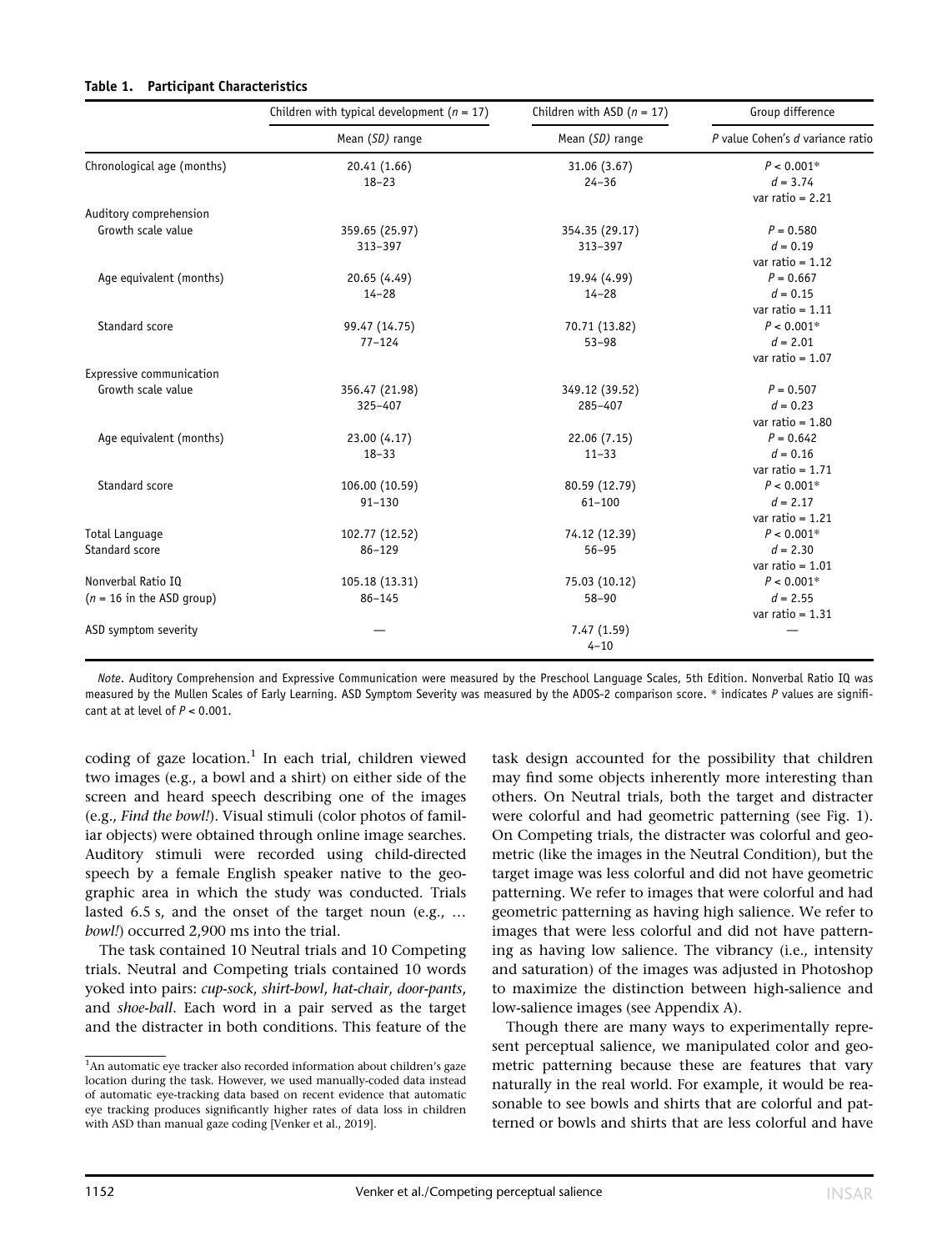**Table 1. Participant Characteristics**

| | Children with typical development ($n$ = 17) | Children with ASD ($n$ = 17) | Group difference |
|---|---|---|---|
| | Mean (*SD*) range | Mean (*SD*) range | *P* value Cohen's *d* variance ratio |
| Chronological age (months) | 20.41 (1.66) 18–23 | 31.06 (3.67) 24–36 | $P < 0.001$* $d = 3.74$ var ratio = 2.21 |
| Auditory comprehension | | | |
| Growth scale value | 359.65 (25.97) 313–397 | 354.35 (29.17) 313–397 | $P = 0.580$ $d = 0.19$ var ratio = 1.12 |
| Age equivalent (months) | 20.65 (4.49) 14–28 | 19.94 (4.99) 14–28 | $P = 0.667$ $d = 0.15$ var ratio = 1.11 |
| Standard score | 99.47 (14.75) 77–124 | 70.71 (13.82) 53–98 | $P < 0.001$* $d = 2.01$ var ratio = 1.07 |
| Expressive communication | | | |
| Growth scale value | 356.47 (21.98) 325–407 | 349.12 (39.52) 285–407 | $P = 0.507$ $d = 0.23$ var ratio = 1.80 |
| Age equivalent (months) | 23.00 (4.17) 18–33 | 22.06 (7.15) 11–33 | $P = 0.642$ $d = 0.16$ var ratio = 1.71 |
| Standard score | 106.00 (10.59) 91–130 | 80.59 (12.79) 61–100 | $P < 0.001$* $d = 2.17$ var ratio = 1.21 |
| Total Language Standard score | 102.77 (12.52) 86–129 | 74.12 (12.39) 56–95 | $P < 0.001$* $d = 2.30$ var ratio = 1.01 |
| Nonverbal Ratio IQ ($n$ = 16 in the ASD group) | 105.18 (13.31) 86–145 | 75.03 (10.12) 58–90 | $P < 0.001$* $d = 2.55$ var ratio = 1.31 |
| ASD symptom severity | — | 7.47 (1.59) 4–10 | — |

*Note*. Auditory Comprehension and Expressive Communication were measured by the Preschool Language Scales, 5th Edition. Nonverbal Ratio IQ was measured by the Mullen Scales of Early Learning. ASD Symptom Severity was measured by the ADOS-2 comparison score. * indicates *P* values are significant at at level of $P < 0.001$.

coding of gaze location.[1] In each trial, children viewed two images (e.g., a bowl and a shirt) on either side of the screen and heard speech describing one of the images (e.g., *Find the bowl!*). Visual stimuli (color photos of familiar objects) were obtained through online image searches. Auditory stimuli were recorded using child-directed speech by a female English speaker native to the geographic area in which the study was conducted. Trials lasted 6.5 s, and the onset of the target noun (e.g., … *bowl!*) occurred 2,900 ms into the trial.

The task contained 10 Neutral trials and 10 Competing trials. Neutral and Competing trials contained 10 words yoked into pairs: *cup-sock*, *shirt-bowl*, *hat-chair*, *door-pants*, and *shoe-ball*. Each word in a pair served as the target and the distracter in both conditions. This feature of the task design accounted for the possibility that children may find some objects inherently more interesting than others. On Neutral trials, both the target and distracter were colorful and had geometric patterning (see Fig. 1). On Competing trials, the distracter was colorful and geometric (like the images in the Neutral Condition), but the target image was less colorful and did not have geometric patterning. We refer to images that were colorful and had geometric patterning as having high salience. We refer to images that were less colorful and did not have patterning as having low salience. The vibrancy (i.e., intensity and saturation) of the images was adjusted in Photoshop to maximize the distinction between high-salience and low-salience images (see Appendix A).

Though there are many ways to experimentally represent perceptual salience, we manipulated color and geometric patterning because these are features that vary naturally in the real world. For example, it would be reasonable to see bowls and shirts that are colorful and patterned or bowls and shirts that are less colorful and have

[1]An automatic eye tracker also recorded information about children's gaze location during the task. However, we used manually-coded data instead of automatic eye-tracking data based on recent evidence that automatic eye tracking produces significantly higher rates of data loss in children with ASD than manual gaze coding [Venker et al., 2019].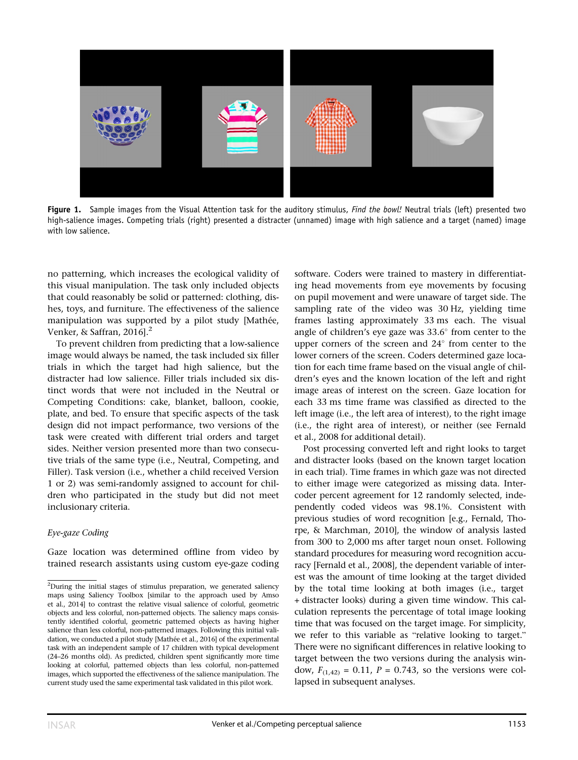**Figure 1.** Sample images from the Visual Attention task for the auditory stimulus, *Find the bowl!* Neutral trials (left) presented two high-salience images. Competing trials (right) presented a distracter (unnamed) image with high salience and a target (named) image with low salience.

no patterning, which increases the ecological validity of this visual manipulation. The task only included objects that could reasonably be solid or patterned: clothing, dishes, toys, and furniture. The effectiveness of the salience manipulation was supported by a pilot study [Mathée, Venker, & Saffran, 2016].[2]

To prevent children from predicting that a low-salience image would always be named, the task included six filler trials in which the target had high salience, but the distracter had low salience. Filler trials included six distinct words that were not included in the Neutral or Competing Conditions: cake, blanket, balloon, cookie, plate, and bed. To ensure that specific aspects of the task design did not impact performance, two versions of the task were created with different trial orders and target sides. Neither version presented more than two consecutive trials of the same type (i.e., Neutral, Competing, and Filler). Task version (i.e., whether a child received Version 1 or 2) was semi-randomly assigned to account for children who participated in the study but did not meet inclusionary criteria.

*Eye-gaze Coding*

Gaze location was determined offline from video by trained research assistants using custom eye-gaze coding software. Coders were trained to mastery in differentiating head movements from eye movements by focusing on pupil movement and were unaware of target side. The sampling rate of the video was 30 Hz, yielding time frames lasting approximately 33 ms each. The visual angle of children's eye gaze was 33.6° from center to the upper corners of the screen and 24° from center to the lower corners of the screen. Coders determined gaze location for each time frame based on the visual angle of children's eyes and the known location of the left and right image areas of interest on the screen. Gaze location for each 33 ms time frame was classified as directed to the left image (i.e., the left area of interest), to the right image (i.e., the right area of interest), or neither (see Fernald et al., 2008 for additional detail).

Post processing converted left and right looks to target and distracter looks (based on the known target location in each trial). Time frames in which gaze was not directed to either image were categorized as missing data. Intercoder percent agreement for 12 randomly selected, independently coded videos was 98.1%. Consistent with previous studies of word recognition [e.g., Fernald, Thorpe, & Marchman, 2010], the window of analysis lasted from 300 to 2,000 ms after target noun onset. Following standard procedures for measuring word recognition accuracy [Fernald et al., 2008], the dependent variable of interest was the amount of time looking at the target divided by the total time looking at both images (i.e., target + distracter looks) during a given time window. This calculation represents the percentage of total image looking time that was focused on the target image. For simplicity, we refer to this variable as "relative looking to target." There were no significant differences in relative looking to target between the two versions during the analysis window, $F_{(1,42)} = 0.11$, $P = 0.743$, so the versions were collapsed in subsequent analyses.

[2] During the initial stages of stimulus preparation, we generated saliency maps using Saliency Toolbox [similar to the approach used by Amso et al., 2014] to contrast the relative visual salience of colorful, geometric objects and less colorful, non-patterned objects. The saliency maps consistently identified colorful, geometric patterned objects as having higher salience than less colorful, non-patterned images. Following this initial validation, we conducted a pilot study [Mathée et al., 2016] of the experimental task with an independent sample of 17 children with typical development (24–26 months old). As predicted, children spent significantly more time looking at colorful, patterned objects than less colorful, non-patterned images, which supported the effectiveness of the salience manipulation. The current study used the same experimental task validated in this pilot work.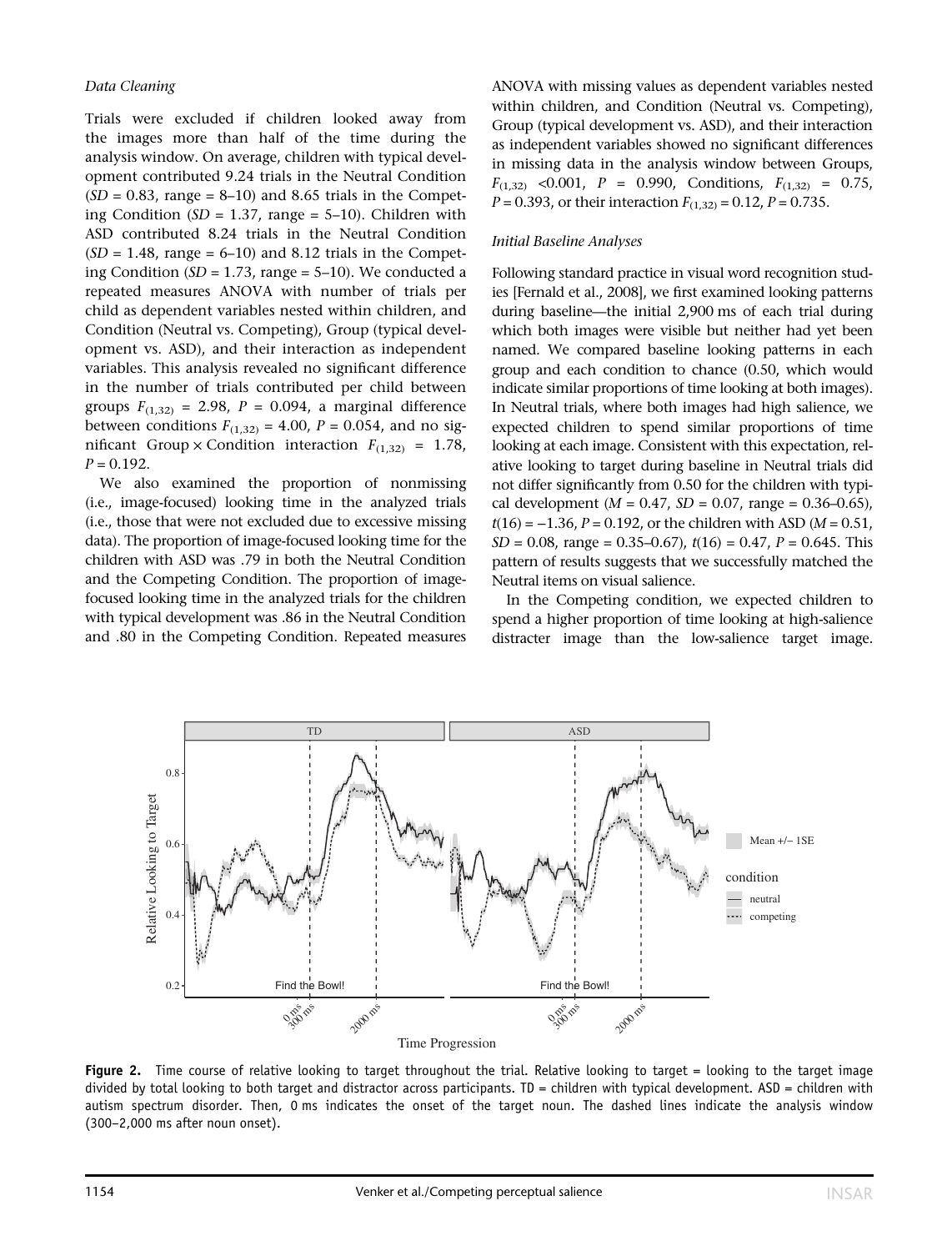*Data Cleaning*

Trials were excluded if children looked away from the images more than half of the time during the analysis window. On average, children with typical development contributed 9.24 trials in the Neutral Condition ($SD$ = 0.83, range = 8–10) and 8.65 trials in the Competing Condition ($SD$ = 1.37, range = 5–10). Children with ASD contributed 8.24 trials in the Neutral Condition ($SD$ = 1.48, range = 6–10) and 8.12 trials in the Competing Condition ($SD$ = 1.73, range = 5–10). We conducted a repeated measures ANOVA with number of trials per child as dependent variables nested within children, and Condition (Neutral vs. Competing), Group (typical development vs. ASD), and their interaction as independent variables. This analysis revealed no significant difference in the number of trials contributed per child between groups $F_{(1,32)}$ = 2.98, $P$ = 0.094, a marginal difference between conditions $F_{(1,32)}$ = 4.00, $P$ = 0.054, and no significant Group × Condition interaction $F_{(1,32)}$ = 1.78, $P$ = 0.192.

We also examined the proportion of nonmissing (i.e., image-focused) looking time in the analyzed trials (i.e., those that were not excluded due to excessive missing data). The proportion of image-focused looking time for the children with ASD was .79 in both the Neutral Condition and the Competing Condition. The proportion of image-focused looking time in the analyzed trials for the children with typical development was .86 in the Neutral Condition and .80 in the Competing Condition. Repeated measures ANOVA with missing values as dependent variables nested within children, and Condition (Neutral vs. Competing), Group (typical development vs. ASD), and their interaction as independent variables showed no significant differences in missing data in the analysis window between Groups, $F_{(1,32)}$ <0.001, $P$ = 0.990, Conditions, $F_{(1,32)}$ = 0.75, $P$ = 0.393, or their interaction $F_{(1,32)}$ = 0.12, $P$ = 0.735.

*Initial Baseline Analyses*

Following standard practice in visual word recognition studies [Fernald et al., 2008], we first examined looking patterns during baseline—the initial 2,900 ms of each trial during which both images were visible but neither had yet been named. We compared baseline looking patterns in each group and each condition to chance (0.50, which would indicate similar proportions of time looking at both images). In Neutral trials, where both images had high salience, we expected children to spend similar proportions of time looking at each image. Consistent with this expectation, relative looking to target during baseline in Neutral trials did not differ significantly from 0.50 for the children with typical development ($M$ = 0.47, $SD$ = 0.07, range = 0.36–0.65), $t(16)$ = −1.36, $P$ = 0.192, or the children with ASD ($M$ = 0.51, $SD$ = 0.08, range = 0.35–0.67), $t(16)$ = 0.47, $P$ = 0.645. This pattern of results suggests that we successfully matched the Neutral items on visual salience.

In the Competing condition, we expected children to spend a higher proportion of time looking at high-salience distracter image than the low-salience target image.

**Figure 2.** Time course of relative looking to target throughout the trial. Relative looking to target = looking to the target image divided by total looking to both target and distractor across participants. TD = children with typical development. ASD = children with autism spectrum disorder. Then, 0 ms indicates the onset of the target noun. The dashed lines indicate the analysis window (300–2,000 ms after noun onset).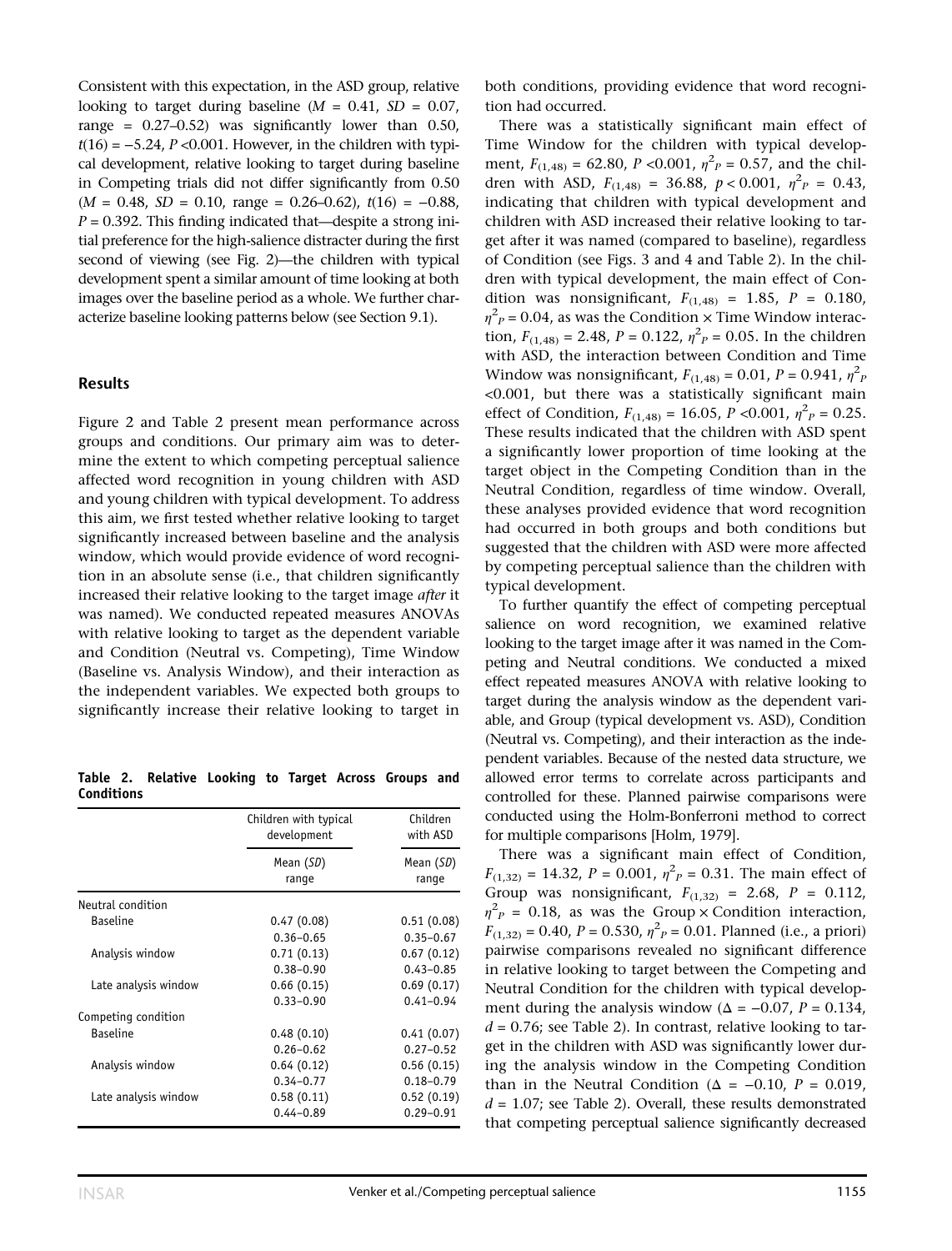Consistent with this expectation, in the ASD group, relative looking to target during baseline ($M$ = 0.41, $SD$ = 0.07, range = 0.27–0.52) was significantly lower than 0.50, $t(16) = -5.24$, $P < 0.001$. However, in the children with typical development, relative looking to target during baseline in Competing trials did not differ significantly from 0.50 ($M$ = 0.48, $SD$ = 0.10, range = 0.26–0.62), $t(16) = -0.88$, $P = 0.392$. This finding indicated that—despite a strong initial preference for the high-salience distracter during the first second of viewing (see Fig. 2)—the children with typical development spent a similar amount of time looking at both images over the baseline period as a whole. We further characterize baseline looking patterns below (see Section 9.1).

## Results

Figure 2 and Table 2 present mean performance across groups and conditions. Our primary aim was to determine the extent to which competing perceptual salience affected word recognition in young children with ASD and young children with typical development. To address this aim, we first tested whether relative looking to target significantly increased between baseline and the analysis window, which would provide evidence of word recognition in an absolute sense (i.e., that children significantly increased their relative looking to the target image *after* it was named). We conducted repeated measures ANOVAs with relative looking to target as the dependent variable and Condition (Neutral vs. Competing), Time Window (Baseline vs. Analysis Window), and their interaction as the independent variables. We expected both groups to significantly increase their relative looking to target in both conditions, providing evidence that word recognition had occurred.

**Table 2. Relative Looking to Target Across Groups and Conditions**

| | Children with typical development | Children with ASD |
|---|---|---|
| | Mean (*SD*) range | Mean (*SD*) range |
| Neutral condition | | |
| Baseline | 0.47 (0.08) 0.36–0.65 | 0.51 (0.08) 0.35–0.67 |
| Analysis window | 0.71 (0.13) 0.38–0.90 | 0.67 (0.12) 0.43–0.85 |
| Late analysis window | 0.66 (0.15) 0.33–0.90 | 0.69 (0.17) 0.41–0.94 |
| Competing condition | | |
| Baseline | 0.48 (0.10) 0.26–0.62 | 0.41 (0.07) 0.27–0.52 |
| Analysis window | 0.64 (0.12) 0.34–0.77 | 0.56 (0.15) 0.18–0.79 |
| Late analysis window | 0.58 (0.11) 0.44–0.89 | 0.52 (0.19) 0.29–0.91 |

There was a statistically significant main effect of Time Window for the children with typical development, $F_{(1,48)} = 62.80$, $P < 0.001$, $\eta^2_P = 0.57$, and the children with ASD, $F_{(1,48)} = 36.88$, $p < 0.001$, $\eta^2_P = 0.43$, indicating that children with typical development and children with ASD increased their relative looking to target after it was named (compared to baseline), regardless of Condition (see Figs. 3 and 4 and Table 2). In the children with typical development, the main effect of Condition was nonsignificant, $F_{(1,48)} = 1.85$, $P = 0.180$, $\eta^2_P = 0.04$, as was the Condition × Time Window interaction, $F_{(1,48)} = 2.48$, $P = 0.122$, $\eta^2_P = 0.05$. In the children with ASD, the interaction between Condition and Time Window was nonsignificant, $F_{(1,48)} = 0.01$, $P = 0.941$, $\eta^2_P < 0.001$, but there was a statistically significant main effect of Condition, $F_{(1,48)} = 16.05$, $P < 0.001$, $\eta^2_P = 0.25$. These results indicated that the children with ASD spent a significantly lower proportion of time looking at the target object in the Competing Condition than in the Neutral Condition, regardless of time window. Overall, these analyses provided evidence that word recognition had occurred in both groups and both conditions but suggested that the children with ASD were more affected by competing perceptual salience than the children with typical development.

To further quantify the effect of competing perceptual salience on word recognition, we examined relative looking to the target image after it was named in the Competing and Neutral conditions. We conducted a mixed effect repeated measures ANOVA with relative looking to target during the analysis window as the dependent variable, and Group (typical development vs. ASD), Condition (Neutral vs. Competing), and their interaction as the independent variables. Because of the nested data structure, we allowed error terms to correlate across participants and controlled for these. Planned pairwise comparisons were conducted using the Holm-Bonferroni method to correct for multiple comparisons [Holm, 1979].

There was a significant main effect of Condition, $F_{(1,32)} = 14.32$, $P = 0.001$, $\eta^2_P = 0.31$. The main effect of Group was nonsignificant, $F_{(1,32)} = 2.68$, $P = 0.112$, $\eta^2_P = 0.18$, as was the Group × Condition interaction, $F_{(1,32)} = 0.40$, $P = 0.530$, $\eta^2_P = 0.01$. Planned (i.e., a priori) pairwise comparisons revealed no significant difference in relative looking to target between the Competing and Neutral Condition for the children with typical development during the analysis window ($\Delta = -0.07$, $P = 0.134$, $d = 0.76$; see Table 2). In contrast, relative looking to target in the children with ASD was significantly lower during the analysis window in the Competing Condition than in the Neutral Condition ($\Delta = -0.10$, $P = 0.019$, $d = 1.07$; see Table 2). Overall, these results demonstrated that competing perceptual salience significantly decreased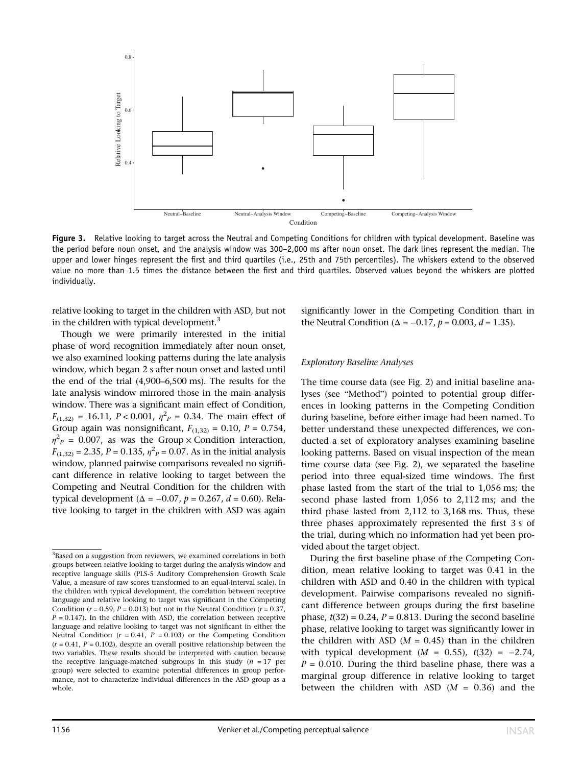Figure 3. Relative looking to target across the Neutral and Competing Conditions for children with typical development. Baseline was the period before noun onset, and the analysis window was 300–2,000 ms after noun onset. The dark lines represent the median. The upper and lower hinges represent the first and third quartiles (i.e., 25th and 75th percentiles). The whiskers extend to the observed value no more than 1.5 times the distance between the first and third quartiles. Observed values beyond the whiskers are plotted individually.

relative looking to target in the children with ASD, but not in the children with typical development.[3]

Though we were primarily interested in the initial phase of word recognition immediately after noun onset, we also examined looking patterns during the late analysis window, which began 2 s after noun onset and lasted until the end of the trial (4,900–6,500 ms). The results for the late analysis window mirrored those in the main analysis window. There was a significant main effect of Condition, $F_{(1,32)} = 16.11$, $P < 0.001$, $\eta^2_P = 0.34$. The main effect of Group again was nonsignificant, $F_{(1,32)} = 0.10$, $P = 0.754$, $\eta^2_P = 0.007$, as was the Group × Condition interaction, $F_{(1,32)} = 2.35$, $P = 0.135$, $\eta^2_P = 0.07$. As in the initial analysis window, planned pairwise comparisons revealed no significant difference in relative looking to target between the Competing and Neutral Condition for the children with typical development ($\Delta = -0.07$, $p = 0.267$, $d = 0.60$). Relative looking to target in the children with ASD was again significantly lower in the Competing Condition than in the Neutral Condition ($\Delta = -0.17$, $p = 0.003$, $d = 1.35$).

### *Exploratory Baseline Analyses*

The time course data (see Fig. 2) and initial baseline analyses (see "Method") pointed to potential group differences in looking patterns in the Competing Condition during baseline, before either image had been named. To better understand these unexpected differences, we conducted a set of exploratory analyses examining baseline looking patterns. Based on visual inspection of the mean time course data (see Fig. 2), we separated the baseline period into three equal-sized time windows. The first phase lasted from the start of the trial to 1,056 ms; the second phase lasted from 1,056 to 2,112 ms; and the third phase lasted from 2,112 to 3,168 ms. Thus, these three phases approximately represented the first 3 s of the trial, during which no information had yet been provided about the target object.

During the first baseline phase of the Competing Condition, mean relative looking to target was 0.41 in the children with ASD and 0.40 in the children with typical development. Pairwise comparisons revealed no significant difference between groups during the first baseline phase, $t(32) = 0.24$, $P = 0.813$. During the second baseline phase, relative looking to target was significantly lower in the children with ASD ($M = 0.45$) than in the children with typical development ($M = 0.55$), $t(32) = -2.74$, $P = 0.010$. During the third baseline phase, there was a marginal group difference in relative looking to target between the children with ASD ($M = 0.36$) and the

[3]Based on a suggestion from reviewers, we examined correlations in both groups between relative looking to target during the analysis window and receptive language skills (PLS-5 Auditory Comprehension Growth Scale Value, a measure of raw scores transformed to an equal-interval scale). In the children with typical development, the correlation between receptive language and relative looking to target was significant in the Competing Condition ($r = 0.59$, $P = 0.013$) but not in the Neutral Condition ($r = 0.37$, $P = 0.147$). In the children with ASD, the correlation between receptive language and relative looking to target was not significant in either the Neutral Condition ($r = 0.41$, $P = 0.103$) or the Competing Condition ($r = 0.41$, $P = 0.102$), despite an overall positive relationship between the two variables. These results should be interpreted with caution because the receptive language-matched subgroups in this study ($n = 17$ per group) were selected to examine potential differences in group performance, not to characterize individual differences in the ASD group as a whole.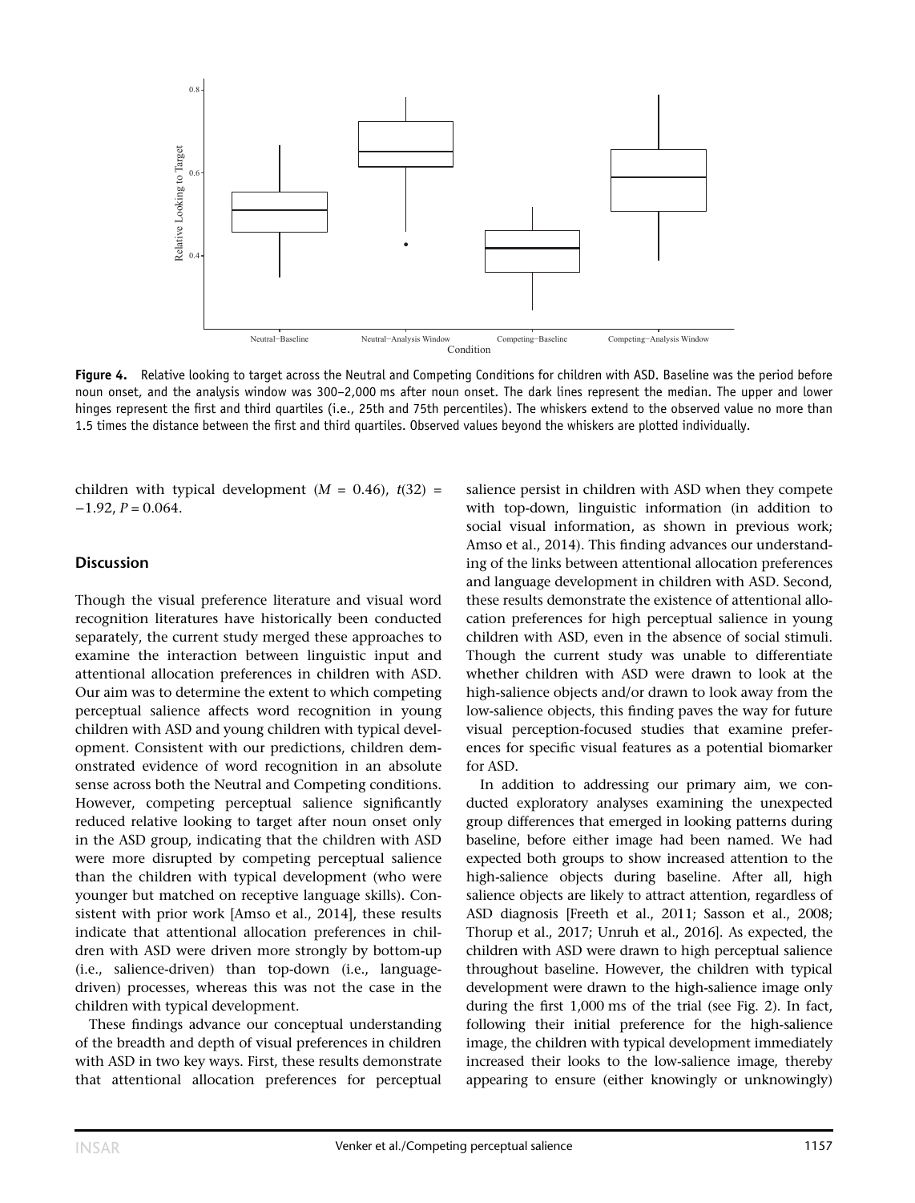Figure 4. Relative looking to target across the Neutral and Competing Conditions for children with ASD. Baseline was the period before noun onset, and the analysis window was 300–2,000 ms after noun onset. The dark lines represent the median. The upper and lower hinges represent the first and third quartiles (i.e., 25th and 75th percentiles). The whiskers extend to the observed value no more than 1.5 times the distance between the first and third quartiles. Observed values beyond the whiskers are plotted individually.

children with typical development ($M$ = 0.46), $t(32) = -1.92$, $P = 0.064$.

## Discussion

Though the visual preference literature and visual word recognition literatures have historically been conducted separately, the current study merged these approaches to examine the interaction between linguistic input and attentional allocation preferences in children with ASD. Our aim was to determine the extent to which competing perceptual salience affects word recognition in young children with ASD and young children with typical development. Consistent with our predictions, children demonstrated evidence of word recognition in an absolute sense across both the Neutral and Competing conditions. However, competing perceptual salience significantly reduced relative looking to target after noun onset only in the ASD group, indicating that the children with ASD were more disrupted by competing perceptual salience than the children with typical development (who were younger but matched on receptive language skills). Consistent with prior work [Amso et al., 2014], these results indicate that attentional allocation preferences in children with ASD were driven more strongly by bottom-up (i.e., salience-driven) than top-down (i.e., language-driven) processes, whereas this was not the case in the children with typical development.

These findings advance our conceptual understanding of the breadth and depth of visual preferences in children with ASD in two key ways. First, these results demonstrate that attentional allocation preferences for perceptual salience persist in children with ASD when they compete with top-down, linguistic information (in addition to social visual information, as shown in previous work; Amso et al., 2014). This finding advances our understanding of the links between attentional allocation preferences and language development in children with ASD. Second, these results demonstrate the existence of attentional allocation preferences for high perceptual salience in young children with ASD, even in the absence of social stimuli. Though the current study was unable to differentiate whether children with ASD were drawn to look at the high-salience objects and/or drawn to look away from the low-salience objects, this finding paves the way for future visual perception-focused studies that examine preferences for specific visual features as a potential biomarker for ASD.

In addition to addressing our primary aim, we conducted exploratory analyses examining the unexpected group differences that emerged in looking patterns during baseline, before either image had been named. We had expected both groups to show increased attention to the high-salience objects during baseline. After all, high salience objects are likely to attract attention, regardless of ASD diagnosis [Freeth et al., 2011; Sasson et al., 2008; Thorup et al., 2017; Unruh et al., 2016]. As expected, the children with ASD were drawn to high perceptual salience throughout baseline. However, the children with typical development were drawn to the high-salience image only during the first 1,000 ms of the trial (see Fig. 2). In fact, following their initial preference for the high-salience image, the children with typical development immediately increased their looks to the low-salience image, thereby appearing to ensure (either knowingly or unknowingly)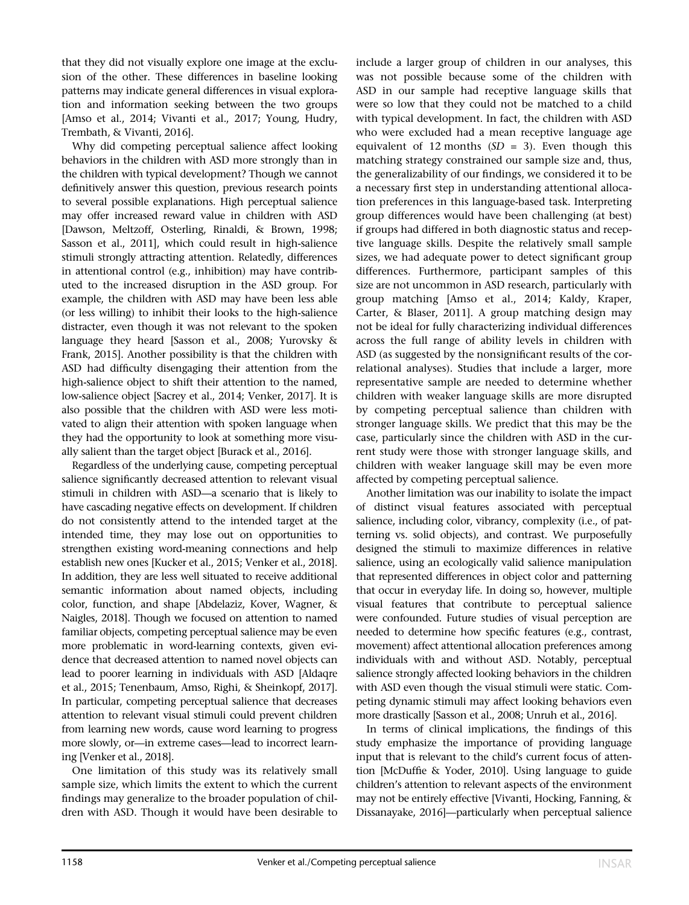that they did not visually explore one image at the exclusion of the other. These differences in baseline looking patterns may indicate general differences in visual exploration and information seeking between the two groups [Amso et al., 2014; Vivanti et al., 2017; Young, Hudry, Trembath, & Vivanti, 2016].

Why did competing perceptual salience affect looking behaviors in the children with ASD more strongly than in the children with typical development? Though we cannot definitively answer this question, previous research points to several possible explanations. High perceptual salience may offer increased reward value in children with ASD [Dawson, Meltzoff, Osterling, Rinaldi, & Brown, 1998; Sasson et al., 2011], which could result in high-salience stimuli strongly attracting attention. Relatedly, differences in attentional control (e.g., inhibition) may have contributed to the increased disruption in the ASD group. For example, the children with ASD may have been less able (or less willing) to inhibit their looks to the high-salience distracter, even though it was not relevant to the spoken language they heard [Sasson et al., 2008; Yurovsky & Frank, 2015]. Another possibility is that the children with ASD had difficulty disengaging their attention from the high-salience object to shift their attention to the named, low-salience object [Sacrey et al., 2014; Venker, 2017]. It is also possible that the children with ASD were less motivated to align their attention with spoken language when they had the opportunity to look at something more visually salient than the target object [Burack et al., 2016].

Regardless of the underlying cause, competing perceptual salience significantly decreased attention to relevant visual stimuli in children with ASD—a scenario that is likely to have cascading negative effects on development. If children do not consistently attend to the intended target at the intended time, they may lose out on opportunities to strengthen existing word-meaning connections and help establish new ones [Kucker et al., 2015; Venker et al., 2018]. In addition, they are less well situated to receive additional semantic information about named objects, including color, function, and shape [Abdelaziz, Kover, Wagner, & Naigles, 2018]. Though we focused on attention to named familiar objects, competing perceptual salience may be even more problematic in word-learning contexts, given evidence that decreased attention to named novel objects can lead to poorer learning in individuals with ASD [Aldaqre et al., 2015; Tenenbaum, Amso, Righi, & Sheinkopf, 2017]. In particular, competing perceptual salience that decreases attention to relevant visual stimuli could prevent children from learning new words, cause word learning to progress more slowly, or—in extreme cases—lead to incorrect learning [Venker et al., 2018].

One limitation of this study was its relatively small sample size, which limits the extent to which the current findings may generalize to the broader population of children with ASD. Though it would have been desirable to include a larger group of children in our analyses, this was not possible because some of the children with ASD in our sample had receptive language skills that were so low that they could not be matched to a child with typical development. In fact, the children with ASD who were excluded had a mean receptive language age equivalent of 12 months ($SD$ = 3). Even though this matching strategy constrained our sample size and, thus, the generalizability of our findings, we considered it to be a necessary first step in understanding attentional allocation preferences in this language-based task. Interpreting group differences would have been challenging (at best) if groups had differed in both diagnostic status and receptive language skills. Despite the relatively small sample sizes, we had adequate power to detect significant group differences. Furthermore, participant samples of this size are not uncommon in ASD research, particularly with group matching [Amso et al., 2014; Kaldy, Kraper, Carter, & Blaser, 2011]. A group matching design may not be ideal for fully characterizing individual differences across the full range of ability levels in children with ASD (as suggested by the nonsignificant results of the correlational analyses). Studies that include a larger, more representative sample are needed to determine whether children with weaker language skills are more disrupted by competing perceptual salience than children with stronger language skills. We predict that this may be the case, particularly since the children with ASD in the current study were those with stronger language skills, and children with weaker language skill may be even more affected by competing perceptual salience.

Another limitation was our inability to isolate the impact of distinct visual features associated with perceptual salience, including color, vibrancy, complexity (i.e., of patterning vs. solid objects), and contrast. We purposefully designed the stimuli to maximize differences in relative salience, using an ecologically valid salience manipulation that represented differences in object color and patterning that occur in everyday life. In doing so, however, multiple visual features that contribute to perceptual salience were confounded. Future studies of visual perception are needed to determine how specific features (e.g., contrast, movement) affect attentional allocation preferences among individuals with and without ASD. Notably, perceptual salience strongly affected looking behaviors in the children with ASD even though the visual stimuli were static. Competing dynamic stimuli may affect looking behaviors even more drastically [Sasson et al., 2008; Unruh et al., 2016].

In terms of clinical implications, the findings of this study emphasize the importance of providing language input that is relevant to the child's current focus of attention [McDuffie & Yoder, 2010]. Using language to guide children's attention to relevant aspects of the environment may not be entirely effective [Vivanti, Hocking, Fanning, & Dissanayake, 2016]—particularly when perceptual salience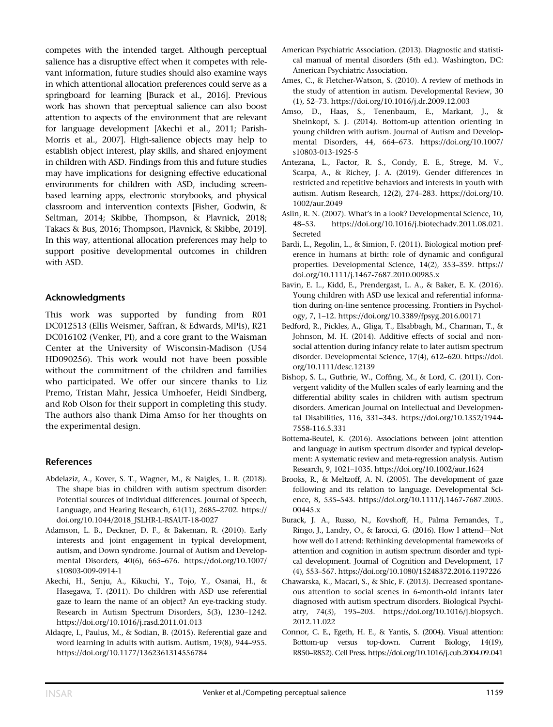competes with the intended target. Although perceptual salience has a disruptive effect when it competes with relevant information, future studies should also examine ways in which attentional allocation preferences could serve as a springboard for learning [Burack et al., 2016]. Previous work has shown that perceptual salience can also boost attention to aspects of the environment that are relevant for language development [Akechi et al., 2011; Parish-Morris et al., 2007]. High-salience objects may help to establish object interest, play skills, and shared enjoyment in children with ASD. Findings from this and future studies may have implications for designing effective educational environments for children with ASD, including screen-based learning apps, electronic storybooks, and physical classroom and intervention contexts [Fisher, Godwin, & Seltman, 2014; Skibbe, Thompson, & Plavnick, 2018; Takacs & Bus, 2016; Thompson, Plavnick, & Skibbe, 2019]. In this way, attentional allocation preferences may help to support positive developmental outcomes in children with ASD.

## Acknowledgments

This work was supported by funding from R01 DC012513 (Ellis Weismer, Saffran, & Edwards, MPIs), R21 DC016102 (Venker, PI), and a core grant to the Waisman Center at the University of Wisconsin-Madison (U54 HD090256). This work would not have been possible without the commitment of the children and families who participated. We offer our sincere thanks to Liz Premo, Tristan Mahr, Jessica Umhoefer, Heidi Sindberg, and Rob Olson for their support in completing this study. The authors also thank Dima Amso for her thoughts on the experimental design.

## References

Abdelaziz, A., Kover, S. T., Wagner, M., & Naigles, L. R. (2018). The shape bias in children with autism spectrum disorder: Potential sources of individual differences. Journal of Speech, Language, and Hearing Research, 61(11), 2685–2702. https://doi.org/10.1044/2018_JSLHR-L-RSAUT-18-0027

Adamson, L. B., Deckner, D. F., & Bakeman, R. (2010). Early interests and joint engagement in typical development, autism, and Down syndrome. Journal of Autism and Developmental Disorders, 40(6), 665–676. https://doi.org/10.1007/s10803-009-0914-1

Akechi, H., Senju, A., Kikuchi, Y., Tojo, Y., Osanai, H., & Hasegawa, T. (2011). Do children with ASD use referential gaze to learn the name of an object? An eye-tracking study. Research in Autism Spectrum Disorders, 5(3), 1230–1242. https://doi.org/10.1016/j.rasd.2011.01.013

Aldaqre, I., Paulus, M., & Sodian, B. (2015). Referential gaze and word learning in adults with autism. Autism, 19(8), 944–955. https://doi.org/10.1177/1362361314556784

American Psychiatric Association. (2013). Diagnostic and statistical manual of mental disorders (5th ed.). Washington, DC: American Psychiatric Association.

Ames, C., & Fletcher-Watson, S. (2010). A review of methods in the study of attention in autism. Developmental Review, 30 (1), 52–73. https://doi.org/10.1016/j.dr.2009.12.003

Amso, D., Haas, S., Tenenbaum, E., Markant, J., & Sheinkopf, S. J. (2014). Bottom-up attention orienting in young children with autism. Journal of Autism and Developmental Disorders, 44, 664–673. https://doi.org/10.1007/s10803-013-1925-5

Antezana, L., Factor, R. S., Condy, E. E., Strege, M. V., Scarpa, A., & Richey, J. A. (2019). Gender differences in restricted and repetitive behaviors and interests in youth with autism. Autism Research, 12(2), 274–283. https://doi.org/10.1002/aur.2049

Aslin, R. N. (2007). What's in a look? Developmental Science, 10, 48–53. https://doi.org/10.1016/j.biotechadv.2011.08.021. Secreted

Bardi, L., Regolin, L., & Simion, F. (2011). Biological motion preference in humans at birth: role of dynamic and configural properties. Developmental Science, 14(2), 353–359. https://doi.org/10.1111/j.1467-7687.2010.00985.x

Bavin, E. L., Kidd, E., Prendergast, L. A., & Baker, E. K. (2016). Young children with ASD use lexical and referential information during on-line sentence processing. Frontiers in Psychology, 7, 1–12. https://doi.org/10.3389/fpsyg.2016.00171

Bedford, R., Pickles, A., Gliga, T., Elsabbagh, M., Charman, T., & Johnson, M. H. (2014). Additive effects of social and non-social attention during infancy relate to later autism spectrum disorder. Developmental Science, 17(4), 612–620. https://doi.org/10.1111/desc.12139

Bishop, S. L., Guthrie, W., Coffing, M., & Lord, C. (2011). Convergent validity of the Mullen scales of early learning and the differential ability scales in children with autism spectrum disorders. American Journal on Intellectual and Developmental Disabilities, 116, 331–343. https://doi.org/10.1352/1944-7558-116.5.331

Bottema-Beutel, K. (2016). Associations between joint attention and language in autism spectrum disorder and typical development: A systematic review and meta-regression analysis. Autism Research, 9, 1021–1035. https://doi.org/10.1002/aur.1624

Brooks, R., & Meltzoff, A. N. (2005). The development of gaze following and its relation to language. Developmental Science, 8, 535–543. https://doi.org/10.1111/j.1467-7687.2005.00445.x

Burack, J. A., Russo, N., Kovshoff, H., Palma Fernandes, T., Ringo, J., Landry, O., & Iarocci, G. (2016). How I attend—Not how well do I attend: Rethinking developmental frameworks of attention and cognition in autism spectrum disorder and typical development. Journal of Cognition and Development, 17 (4), 553–567. https://doi.org/10.1080/15248372.2016.1197226

Chawarska, K., Macari, S., & Shic, F. (2013). Decreased spontaneous attention to social scenes in 6-month-old infants later diagnosed with autism spectrum disorders. Biological Psychiatry, 74(3), 195–203. https://doi.org/10.1016/j.biopsych.2012.11.022

Connor, C. E., Egeth, H. E., & Yantis, S. (2004). Visual attention: Bottom-up versus top-down. Current Biology, 14(19), R850–R852). Cell Press. https://doi.org/10.1016/j.cub.2004.09.041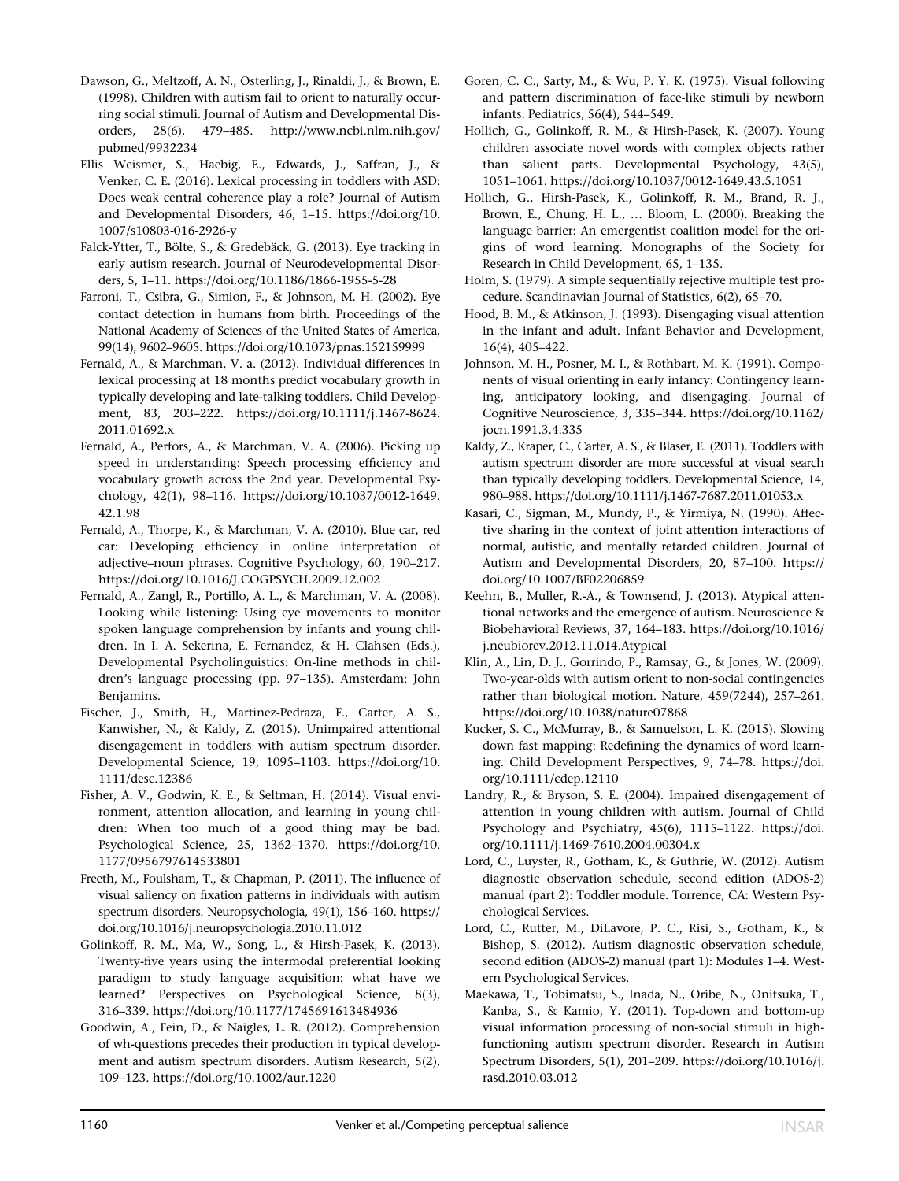Dawson, G., Meltzoff, A. N., Osterling, J., Rinaldi, J., & Brown, E. (1998). Children with autism fail to orient to naturally occurring social stimuli. Journal of Autism and Developmental Disorders, 28(6), 479–485. http://www.ncbi.nlm.nih.gov/pubmed/9932234

Ellis Weismer, S., Haebig, E., Edwards, J., Saffran, J., & Venker, C. E. (2016). Lexical processing in toddlers with ASD: Does weak central coherence play a role? Journal of Autism and Developmental Disorders, 46, 1–15. https://doi.org/10.1007/s10803-016-2926-y

Falck-Ytter, T., Bölte, S., & Gredebäck, G. (2013). Eye tracking in early autism research. Journal of Neurodevelopmental Disorders, 5, 1–11. https://doi.org/10.1186/1866-1955-5-28

Farroni, T., Csibra, G., Simion, F., & Johnson, M. H. (2002). Eye contact detection in humans from birth. Proceedings of the National Academy of Sciences of the United States of America, 99(14), 9602–9605. https://doi.org/10.1073/pnas.152159999

Fernald, A., & Marchman, V. a. (2012). Individual differences in lexical processing at 18 months predict vocabulary growth in typically developing and late-talking toddlers. Child Development, 83, 203–222. https://doi.org/10.1111/j.1467-8624.2011.01692.x

Fernald, A., Perfors, A., & Marchman, V. A. (2006). Picking up speed in understanding: Speech processing efficiency and vocabulary growth across the 2nd year. Developmental Psychology, 42(1), 98–116. https://doi.org/10.1037/0012-1649.42.1.98

Fernald, A., Thorpe, K., & Marchman, V. A. (2010). Blue car, red car: Developing efficiency in online interpretation of adjective–noun phrases. Cognitive Psychology, 60, 190–217. https://doi.org/10.1016/J.COGPSYCH.2009.12.002

Fernald, A., Zangl, R., Portillo, A. L., & Marchman, V. A. (2008). Looking while listening: Using eye movements to monitor spoken language comprehension by infants and young children. In I. A. Sekerina, E. Fernandez, & H. Clahsen (Eds.), Developmental Psycholinguistics: On-line methods in children's language processing (pp. 97–135). Amsterdam: John Benjamins.

Fischer, J., Smith, H., Martinez-Pedraza, F., Carter, A. S., Kanwisher, N., & Kaldy, Z. (2015). Unimpaired attentional disengagement in toddlers with autism spectrum disorder. Developmental Science, 19, 1095–1103. https://doi.org/10.1111/desc.12386

Fisher, A. V., Godwin, K. E., & Seltman, H. (2014). Visual environment, attention allocation, and learning in young children: When too much of a good thing may be bad. Psychological Science, 25, 1362–1370. https://doi.org/10.1177/0956797614533801

Freeth, M., Foulsham, T., & Chapman, P. (2011). The influence of visual saliency on fixation patterns in individuals with autism spectrum disorders. Neuropsychologia, 49(1), 156–160. https://doi.org/10.1016/j.neuropsychologia.2010.11.012

Golinkoff, R. M., Ma, W., Song, L., & Hirsh-Pasek, K. (2013). Twenty-five years using the intermodal preferential looking paradigm to study language acquisition: what have we learned? Perspectives on Psychological Science, 8(3), 316–339. https://doi.org/10.1177/1745691613484936

Goodwin, A., Fein, D., & Naigles, L. R. (2012). Comprehension of wh-questions precedes their production in typical development and autism spectrum disorders. Autism Research, 5(2), 109–123. https://doi.org/10.1002/aur.1220

Goren, C. C., Sarty, M., & Wu, P. Y. K. (1975). Visual following and pattern discrimination of face-like stimuli by newborn infants. Pediatrics, 56(4), 544–549.

Hollich, G., Golinkoff, R. M., & Hirsh-Pasek, K. (2007). Young children associate novel words with complex objects rather than salient parts. Developmental Psychology, 43(5), 1051–1061. https://doi.org/10.1037/0012-1649.43.5.1051

Hollich, G., Hirsh-Pasek, K., Golinkoff, R. M., Brand, R. J., Brown, E., Chung, H. L., … Bloom, L. (2000). Breaking the language barrier: An emergentist coalition model for the origins of word learning. Monographs of the Society for Research in Child Development, 65, 1–135.

Holm, S. (1979). A simple sequentially rejective multiple test procedure. Scandinavian Journal of Statistics, 6(2), 65–70.

Hood, B. M., & Atkinson, J. (1993). Disengaging visual attention in the infant and adult. Infant Behavior and Development, 16(4), 405–422.

Johnson, M. H., Posner, M. I., & Rothbart, M. K. (1991). Components of visual orienting in early infancy: Contingency learning, anticipatory looking, and disengaging. Journal of Cognitive Neuroscience, 3, 335–344. https://doi.org/10.1162/jocn.1991.3.4.335

Kaldy, Z., Kraper, C., Carter, A. S., & Blaser, E. (2011). Toddlers with autism spectrum disorder are more successful at visual search than typically developing toddlers. Developmental Science, 14, 980–988. https://doi.org/10.1111/j.1467-7687.2011.01053.x

Kasari, C., Sigman, M., Mundy, P., & Yirmiya, N. (1990). Affective sharing in the context of joint attention interactions of normal, autistic, and mentally retarded children. Journal of Autism and Developmental Disorders, 20, 87–100. https://doi.org/10.1007/BF02206859

Keehn, B., Muller, R.-A., & Townsend, J. (2013). Atypical attentional networks and the emergence of autism. Neuroscience & Biobehavioral Reviews, 37, 164–183. https://doi.org/10.1016/j.neubiorev.2012.11.014.Atypical

Klin, A., Lin, D. J., Gorrindo, P., Ramsay, G., & Jones, W. (2009). Two-year-olds with autism orient to non-social contingencies rather than biological motion. Nature, 459(7244), 257–261. https://doi.org/10.1038/nature07868

Kucker, S. C., McMurray, B., & Samuelson, L. K. (2015). Slowing down fast mapping: Redefining the dynamics of word learning. Child Development Perspectives, 9, 74–78. https://doi.org/10.1111/cdep.12110

Landry, R., & Bryson, S. E. (2004). Impaired disengagement of attention in young children with autism. Journal of Child Psychology and Psychiatry, 45(6), 1115–1122. https://doi.org/10.1111/j.1469-7610.2004.00304.x

Lord, C., Luyster, R., Gotham, K., & Guthrie, W. (2012). Autism diagnostic observation schedule, second edition (ADOS-2) manual (part 2): Toddler module. Torrence, CA: Western Psychological Services.

Lord, C., Rutter, M., DiLavore, P. C., Risi, S., Gotham, K., & Bishop, S. (2012). Autism diagnostic observation schedule, second edition (ADOS-2) manual (part 1): Modules 1–4. Western Psychological Services.

Maekawa, T., Tobimatsu, S., Inada, N., Oribe, N., Onitsuka, T., Kanba, S., & Kamio, Y. (2011). Top-down and bottom-up visual information processing of non-social stimuli in high-functioning autism spectrum disorder. Research in Autism Spectrum Disorders, 5(1), 201–209. https://doi.org/10.1016/j.rasd.2010.03.012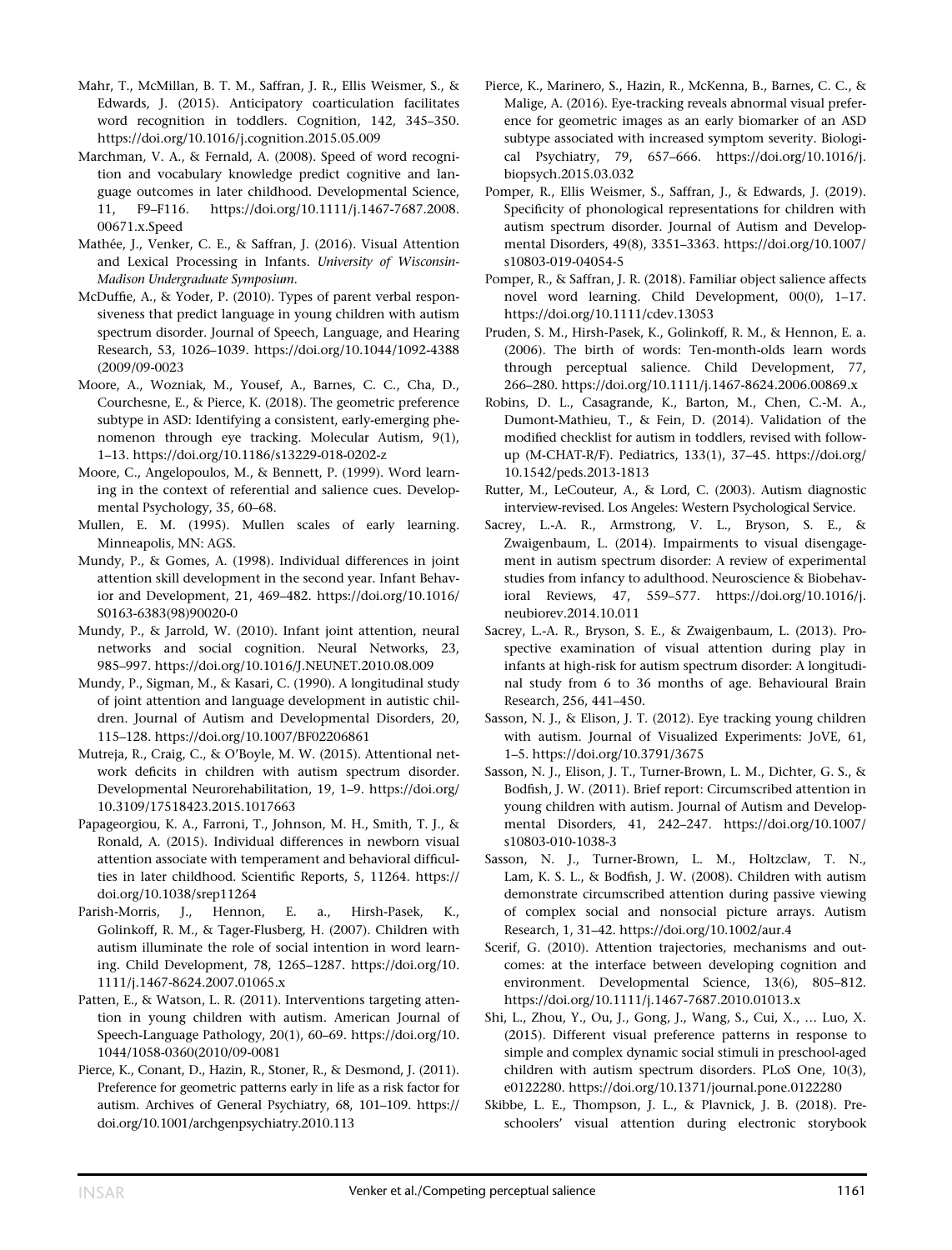Mahr, T., McMillan, B. T. M., Saffran, J. R., Ellis Weismer, S., & Edwards, J. (2015). Anticipatory coarticulation facilitates word recognition in toddlers. Cognition, 142, 345–350. https://doi.org/10.1016/j.cognition.2015.05.009

Marchman, V. A., & Fernald, A. (2008). Speed of word recognition and vocabulary knowledge predict cognitive and language outcomes in later childhood. Developmental Science, 11, F9–F116. https://doi.org/10.1111/j.1467-7687.2008.00671.x.Speed

Mathée, J., Venker, C. E., & Saffran, J. (2016). Visual Attention and Lexical Processing in Infants. *University of Wisconsin-Madison Undergraduate Symposium*.

McDuffie, A., & Yoder, P. (2010). Types of parent verbal responsiveness that predict language in young children with autism spectrum disorder. Journal of Speech, Language, and Hearing Research, 53, 1026–1039. https://doi.org/10.1044/1092-4388(2009/09-0023

Moore, A., Wozniak, M., Yousef, A., Barnes, C. C., Cha, D., Courchesne, E., & Pierce, K. (2018). The geometric preference subtype in ASD: Identifying a consistent, early-emerging phenomenon through eye tracking. Molecular Autism, 9(1), 1–13. https://doi.org/10.1186/s13229-018-0202-z

Moore, C., Angelopoulos, M., & Bennett, P. (1999). Word learning in the context of referential and salience cues. Developmental Psychology, 35, 60–68.

Mullen, E. M. (1995). Mullen scales of early learning. Minneapolis, MN: AGS.

Mundy, P., & Gomes, A. (1998). Individual differences in joint attention skill development in the second year. Infant Behavior and Development, 21, 469–482. https://doi.org/10.1016/S0163-6383(98)90020-0

Mundy, P., & Jarrold, W. (2010). Infant joint attention, neural networks and social cognition. Neural Networks, 23, 985–997. https://doi.org/10.1016/J.NEUNET.2010.08.009

Mundy, P., Sigman, M., & Kasari, C. (1990). A longitudinal study of joint attention and language development in autistic children. Journal of Autism and Developmental Disorders, 20, 115–128. https://doi.org/10.1007/BF02206861

Mutreja, R., Craig, C., & O'Boyle, M. W. (2015). Attentional network deficits in children with autism spectrum disorder. Developmental Neurorehabilitation, 19, 1–9. https://doi.org/10.3109/17518423.2015.1017663

Papageorgiou, K. A., Farroni, T., Johnson, M. H., Smith, T. J., & Ronald, A. (2015). Individual differences in newborn visual attention associate with temperament and behavioral difficulties in later childhood. Scientific Reports, 5, 11264. https://doi.org/10.1038/srep11264

Parish-Morris, J., Hennon, E. a., Hirsh-Pasek, K., Golinkoff, R. M., & Tager-Flusberg, H. (2007). Children with autism illuminate the role of social intention in word learning. Child Development, 78, 1265–1287. https://doi.org/10.1111/j.1467-8624.2007.01065.x

Patten, E., & Watson, L. R. (2011). Interventions targeting attention in young children with autism. American Journal of Speech-Language Pathology, 20(1), 60–69. https://doi.org/10.1044/1058-0360(2010/09-0081

Pierce, K., Conant, D., Hazin, R., Stoner, R., & Desmond, J. (2011). Preference for geometric patterns early in life as a risk factor for autism. Archives of General Psychiatry, 68, 101–109. https://doi.org/10.1001/archgenpsychiatry.2010.113

Pierce, K., Marinero, S., Hazin, R., McKenna, B., Barnes, C. C., & Malige, A. (2016). Eye-tracking reveals abnormal visual preference for geometric images as an early biomarker of an ASD subtype associated with increased symptom severity. Biological Psychiatry, 79, 657–666. https://doi.org/10.1016/j.biopsych.2015.03.032

Pomper, R., Ellis Weismer, S., Saffran, J., & Edwards, J. (2019). Specificity of phonological representations for children with autism spectrum disorder. Journal of Autism and Developmental Disorders, 49(8), 3351–3363. https://doi.org/10.1007/s10803-019-04054-5

Pomper, R., & Saffran, J. R. (2018). Familiar object salience affects novel word learning. Child Development, 00(0), 1–17. https://doi.org/10.1111/cdev.13053

Pruden, S. M., Hirsh-Pasek, K., Golinkoff, R. M., & Hennon, E. a. (2006). The birth of words: Ten-month-olds learn words through perceptual salience. Child Development, 77, 266–280. https://doi.org/10.1111/j.1467-8624.2006.00869.x

Robins, D. L., Casagrande, K., Barton, M., Chen, C.-M. A., Dumont-Mathieu, T., & Fein, D. (2014). Validation of the modified checklist for autism in toddlers, revised with follow-up (M-CHAT-R/F). Pediatrics, 133(1), 37–45. https://doi.org/10.1542/peds.2013-1813

Rutter, M., LeCouteur, A., & Lord, C. (2003). Autism diagnostic interview-revised. Los Angeles: Western Psychological Service.

Sacrey, L.-A. R., Armstrong, V. L., Bryson, S. E., & Zwaigenbaum, L. (2014). Impairments to visual disengagement in autism spectrum disorder: A review of experimental studies from infancy to adulthood. Neuroscience & Biobehavioral Reviews, 47, 559–577. https://doi.org/10.1016/j.neubiorev.2014.10.011

Sacrey, L.-A. R., Bryson, S. E., & Zwaigenbaum, L. (2013). Prospective examination of visual attention during play in infants at high-risk for autism spectrum disorder: A longitudinal study from 6 to 36 months of age. Behavioural Brain Research, 256, 441–450.

Sasson, N. J., & Elison, J. T. (2012). Eye tracking young children with autism. Journal of Visualized Experiments: JoVE, 61, 1–5. https://doi.org/10.3791/3675

Sasson, N. J., Elison, J. T., Turner-Brown, L. M., Dichter, G. S., & Bodfish, J. W. (2011). Brief report: Circumscribed attention in young children with autism. Journal of Autism and Developmental Disorders, 41, 242–247. https://doi.org/10.1007/s10803-010-1038-3

Sasson, N. J., Turner-Brown, L. M., Holtzclaw, T. N., Lam, K. S. L., & Bodfish, J. W. (2008). Children with autism demonstrate circumscribed attention during passive viewing of complex social and nonsocial picture arrays. Autism Research, 1, 31–42. https://doi.org/10.1002/aur.4

Scerif, G. (2010). Attention trajectories, mechanisms and outcomes: at the interface between developing cognition and environment. Developmental Science, 13(6), 805–812. https://doi.org/10.1111/j.1467-7687.2010.01013.x

Shi, L., Zhou, Y., Ou, J., Gong, J., Wang, S., Cui, X., … Luo, X. (2015). Different visual preference patterns in response to simple and complex dynamic social stimuli in preschool-aged children with autism spectrum disorders. PLoS One, 10(3), e0122280. https://doi.org/10.1371/journal.pone.0122280

Skibbe, L. E., Thompson, J. L., & Plavnick, J. B. (2018). Preschoolers' visual attention during electronic storybook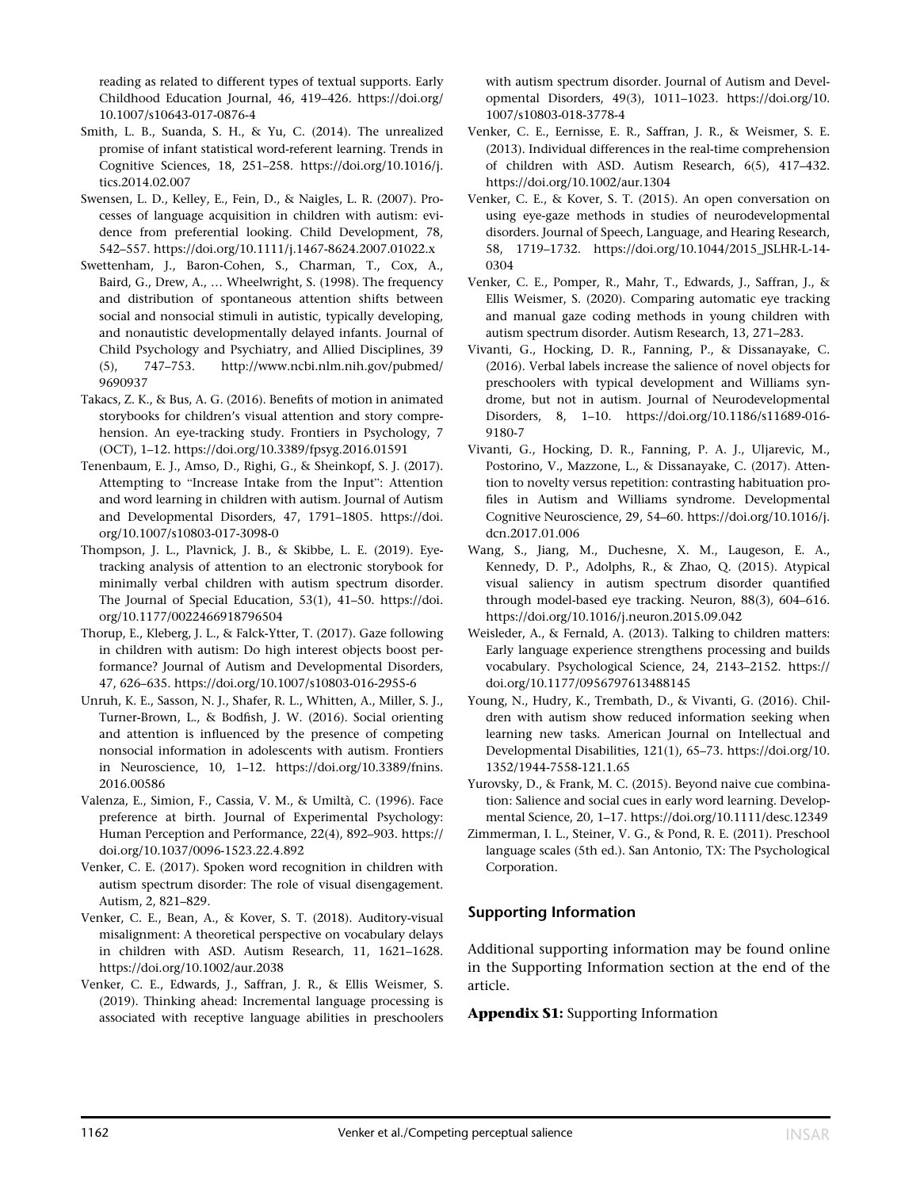reading as related to different types of textual supports. Early Childhood Education Journal, 46, 419–426. https://doi.org/10.1007/s10643-017-0876-4

Smith, L. B., Suanda, S. H., & Yu, C. (2014). The unrealized promise of infant statistical word-referent learning. Trends in Cognitive Sciences, 18, 251–258. https://doi.org/10.1016/j.tics.2014.02.007

Swensen, L. D., Kelley, E., Fein, D., & Naigles, L. R. (2007). Processes of language acquisition in children with autism: evidence from preferential looking. Child Development, 78, 542–557. https://doi.org/10.1111/j.1467-8624.2007.01022.x

Swettenham, J., Baron-Cohen, S., Charman, T., Cox, A., Baird, G., Drew, A., … Wheelwright, S. (1998). The frequency and distribution of spontaneous attention shifts between social and nonsocial stimuli in autistic, typically developing, and nonautistic developmentally delayed infants. Journal of Child Psychology and Psychiatry, and Allied Disciplines, 39 (5), 747–753. http://www.ncbi.nlm.nih.gov/pubmed/9690937

Takacs, Z. K., & Bus, A. G. (2016). Benefits of motion in animated storybooks for children's visual attention and story comprehension. An eye-tracking study. Frontiers in Psychology, 7 (OCT), 1–12. https://doi.org/10.3389/fpsyg.2016.01591

Tenenbaum, E. J., Amso, D., Righi, G., & Sheinkopf, S. J. (2017). Attempting to "Increase Intake from the Input": Attention and word learning in children with autism. Journal of Autism and Developmental Disorders, 47, 1791–1805. https://doi.org/10.1007/s10803-017-3098-0

Thompson, J. L., Plavnick, J. B., & Skibbe, L. E. (2019). Eye-tracking analysis of attention to an electronic storybook for minimally verbal children with autism spectrum disorder. The Journal of Special Education, 53(1), 41–50. https://doi.org/10.1177/0022466918796504

Thorup, E., Kleberg, J. L., & Falck-Ytter, T. (2017). Gaze following in children with autism: Do high interest objects boost performance? Journal of Autism and Developmental Disorders, 47, 626–635. https://doi.org/10.1007/s10803-016-2955-6

Unruh, K. E., Sasson, N. J., Shafer, R. L., Whitten, A., Miller, S. J., Turner-Brown, L., & Bodfish, J. W. (2016). Social orienting and attention is influenced by the presence of competing nonsocial information in adolescents with autism. Frontiers in Neuroscience, 10, 1–12. https://doi.org/10.3389/fnins.2016.00586

Valenza, E., Simion, F., Cassia, V. M., & Umiltà, C. (1996). Face preference at birth. Journal of Experimental Psychology: Human Perception and Performance, 22(4), 892–903. https://doi.org/10.1037/0096-1523.22.4.892

Venker, C. E. (2017). Spoken word recognition in children with autism spectrum disorder: The role of visual disengagement. Autism, 2, 821–829.

Venker, C. E., Bean, A., & Kover, S. T. (2018). Auditory-visual misalignment: A theoretical perspective on vocabulary delays in children with ASD. Autism Research, 11, 1621–1628. https://doi.org/10.1002/aur.2038

Venker, C. E., Edwards, J., Saffran, J. R., & Ellis Weismer, S. (2019). Thinking ahead: Incremental language processing is associated with receptive language abilities in preschoolers with autism spectrum disorder. Journal of Autism and Developmental Disorders, 49(3), 1011–1023. https://doi.org/10.1007/s10803-018-3778-4

Venker, C. E., Eernisse, E. R., Saffran, J. R., & Weismer, S. E. (2013). Individual differences in the real-time comprehension of children with ASD. Autism Research, 6(5), 417–432. https://doi.org/10.1002/aur.1304

Venker, C. E., & Kover, S. T. (2015). An open conversation on using eye-gaze methods in studies of neurodevelopmental disorders. Journal of Speech, Language, and Hearing Research, 58, 1719–1732. https://doi.org/10.1044/2015_JSLHR-L-14-0304

Venker, C. E., Pomper, R., Mahr, T., Edwards, J., Saffran, J., & Ellis Weismer, S. (2020). Comparing automatic eye tracking and manual gaze coding methods in young children with autism spectrum disorder. Autism Research, 13, 271–283.

Vivanti, G., Hocking, D. R., Fanning, P., & Dissanayake, C. (2016). Verbal labels increase the salience of novel objects for preschoolers with typical development and Williams syndrome, but not in autism. Journal of Neurodevelopmental Disorders, 8, 1–10. https://doi.org/10.1186/s11689-016-9180-7

Vivanti, G., Hocking, D. R., Fanning, P. A. J., Uljarevic, M., Postorino, V., Mazzone, L., & Dissanayake, C. (2017). Attention to novelty versus repetition: contrasting habituation profiles in Autism and Williams syndrome. Developmental Cognitive Neuroscience, 29, 54–60. https://doi.org/10.1016/j.dcn.2017.01.006

Wang, S., Jiang, M., Duchesne, X. M., Laugeson, E. A., Kennedy, D. P., Adolphs, R., & Zhao, Q. (2015). Atypical visual saliency in autism spectrum disorder quantified through model-based eye tracking. Neuron, 88(3), 604–616. https://doi.org/10.1016/j.neuron.2015.09.042

Weisleder, A., & Fernald, A. (2013). Talking to children matters: Early language experience strengthens processing and builds vocabulary. Psychological Science, 24, 2143–2152. https://doi.org/10.1177/0956797613488145

Young, N., Hudry, K., Trembath, D., & Vivanti, G. (2016). Children with autism show reduced information seeking when learning new tasks. American Journal on Intellectual and Developmental Disabilities, 121(1), 65–73. https://doi.org/10.1352/1944-7558-121.1.65

Yurovsky, D., & Frank, M. C. (2015). Beyond naive cue combination: Salience and social cues in early word learning. Developmental Science, 20, 1–17. https://doi.org/10.1111/desc.12349

Zimmerman, I. L., Steiner, V. G., & Pond, R. E. (2011). Preschool language scales (5th ed.). San Antonio, TX: The Psychological Corporation.

## Supporting Information

Additional supporting information may be found online in the Supporting Information section at the end of the article.

**Appendix S1:** Supporting Information